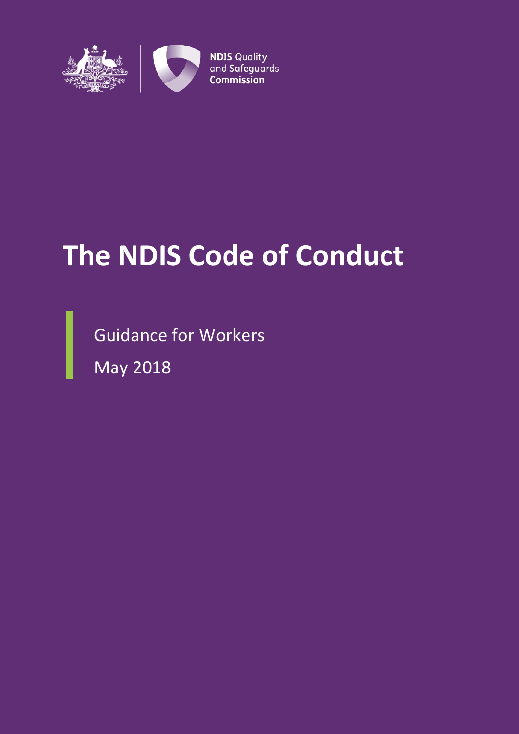NDIS Quality and Safeguards Commission

# The NDIS Code of Conduct

Guidance for Workers

May 2018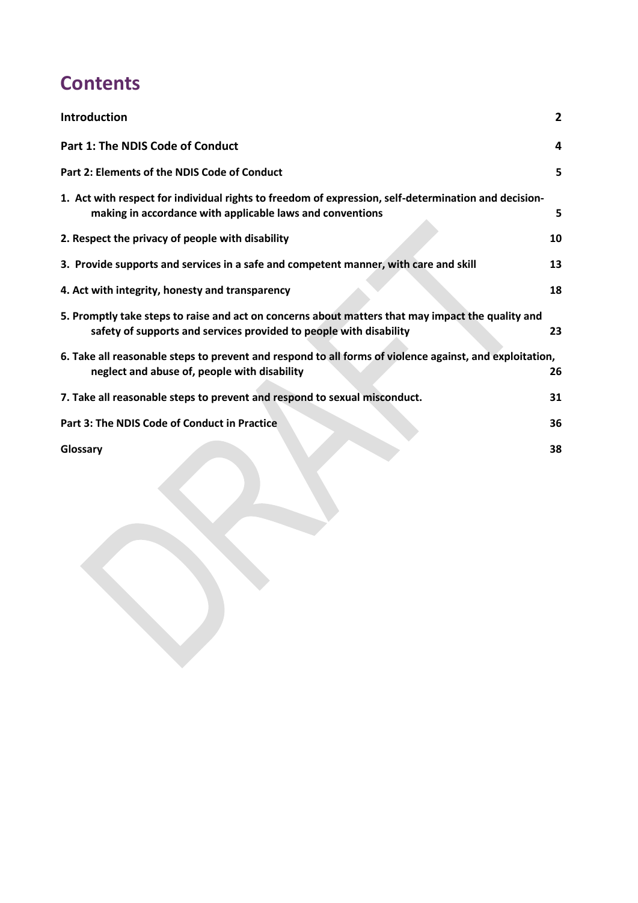# Contents

| | |
|---|---|
| **Introduction** | **2** |
| **Part 1: The NDIS Code of Conduct** | **4** |
| **Part 2: Elements of the NDIS Code of Conduct** | **5** |
| **1. Act with respect for individual rights to freedom of expression, self-determination and decision-making in accordance with applicable laws and conventions** | **5** |
| **2. Respect the privacy of people with disability** | **10** |
| **3. Provide supports and services in a safe and competent manner, with care and skill** | **13** |
| **4. Act with integrity, honesty and transparency** | **18** |
| **5. Promptly take steps to raise and act on concerns about matters that may impact the quality and safety of supports and services provided to people with disability** | **23** |
| **6. Take all reasonable steps to prevent and respond to all forms of violence against, and exploitation, neglect and abuse of, people with disability** | **26** |
| **7. Take all reasonable steps to prevent and respond to sexual misconduct.** | **31** |
| **Part 3: The NDIS Code of Conduct in Practice** | **36** |
| **Glossary** | **38** |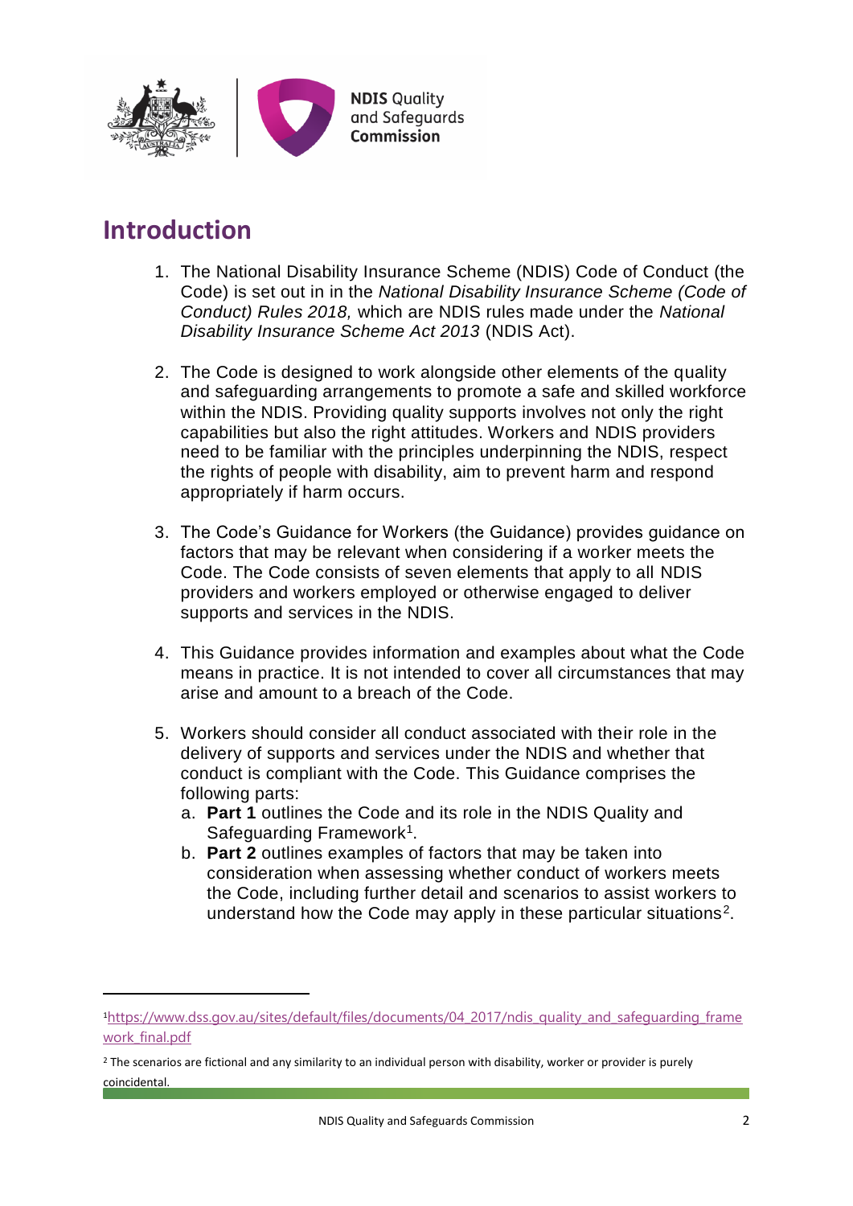## Introduction

1. The National Disability Insurance Scheme (NDIS) Code of Conduct (the Code) is set out in in the *National Disability Insurance Scheme (Code of Conduct) Rules 2018,* which are NDIS rules made under the *National Disability Insurance Scheme Act 2013* (NDIS Act).

2. The Code is designed to work alongside other elements of the quality and safeguarding arrangements to promote a safe and skilled workforce within the NDIS. Providing quality supports involves not only the right capabilities but also the right attitudes. Workers and NDIS providers need to be familiar with the principles underpinning the NDIS, respect the rights of people with disability, aim to prevent harm and respond appropriately if harm occurs.

3. The Code's Guidance for Workers (the Guidance) provides guidance on factors that may be relevant when considering if a worker meets the Code. The Code consists of seven elements that apply to all NDIS providers and workers employed or otherwise engaged to deliver supports and services in the NDIS.

4. This Guidance provides information and examples about what the Code means in practice. It is not intended to cover all circumstances that may arise and amount to a breach of the Code.

5. Workers should consider all conduct associated with their role in the delivery of supports and services under the NDIS and whether that conduct is compliant with the Code. This Guidance comprises the following parts:
   a. **Part 1** outlines the Code and its role in the NDIS Quality and Safeguarding Framework[1].
   b. **Part 2** outlines examples of factors that may be taken into consideration when assessing whether conduct of workers meets the Code, including further detail and scenarios to assist workers to understand how the Code may apply in these particular situations[2].

---

[1] https://www.dss.gov.au/sites/default/files/documents/04_2017/ndis_quality_and_safeguarding_framework_final.pdf

[2] The scenarios are fictional and any similarity to an individual person with disability, worker or provider is purely coincidental.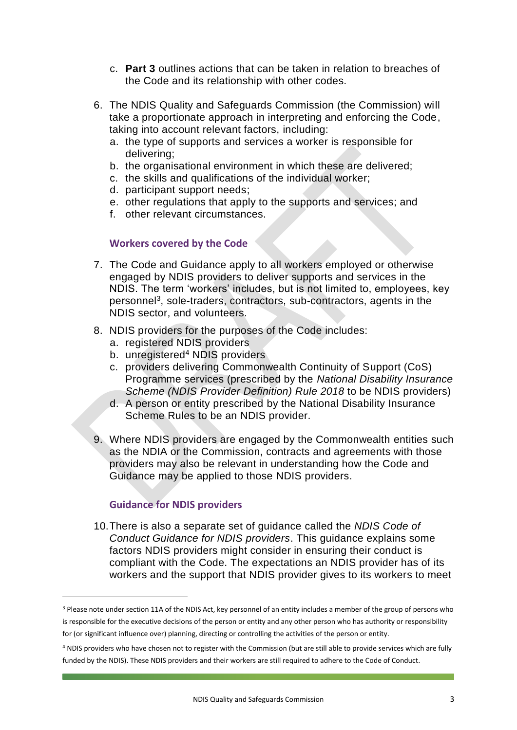c. **Part 3** outlines actions that can be taken in relation to breaches of the Code and its relationship with other codes.

6. The NDIS Quality and Safeguards Commission (the Commission) will take a proportionate approach in interpreting and enforcing the Code, taking into account relevant factors, including:
   a. the type of supports and services a worker is responsible for delivering;
   b. the organisational environment in which these are delivered;
   c. the skills and qualifications of the individual worker;
   d. participant support needs;
   e. other regulations that apply to the supports and services; and
   f. other relevant circumstances.

### Workers covered by the Code

7. The Code and Guidance apply to all workers employed or otherwise engaged by NDIS providers to deliver supports and services in the NDIS. The term 'workers' includes, but is not limited to, employees, key personnel[3], sole-traders, contractors, sub-contractors, agents in the NDIS sector, and volunteers.

8. NDIS providers for the purposes of the Code includes:
   a. registered NDIS providers
   b. unregistered[4] NDIS providers
   c. providers delivering Commonwealth Continuity of Support (CoS) Programme services (prescribed by the *National Disability Insurance Scheme (NDIS Provider Definition) Rule 2018* to be NDIS providers)
   d. A person or entity prescribed by the National Disability Insurance Scheme Rules to be an NDIS provider.

9. Where NDIS providers are engaged by the Commonwealth entities such as the NDIA or the Commission, contracts and agreements with those providers may also be relevant in understanding how the Code and Guidance may be applied to those NDIS providers.

### Guidance for NDIS providers

10. There is also a separate set of guidance called the *NDIS Code of Conduct Guidance for NDIS providers*. This guidance explains some factors NDIS providers might consider in ensuring their conduct is compliant with the Code. The expectations an NDIS provider has of its workers and the support that NDIS provider gives to its workers to meet

---

[3] Please note under section 11A of the NDIS Act, key personnel of an entity includes a member of the group of persons who is responsible for the executive decisions of the person or entity and any other person who has authority or responsibility for (or significant influence over) planning, directing or controlling the activities of the person or entity.

[4] NDIS providers who have chosen not to register with the Commission (but are still able to provide services which are fully funded by the NDIS). These NDIS providers and their workers are still required to adhere to the Code of Conduct.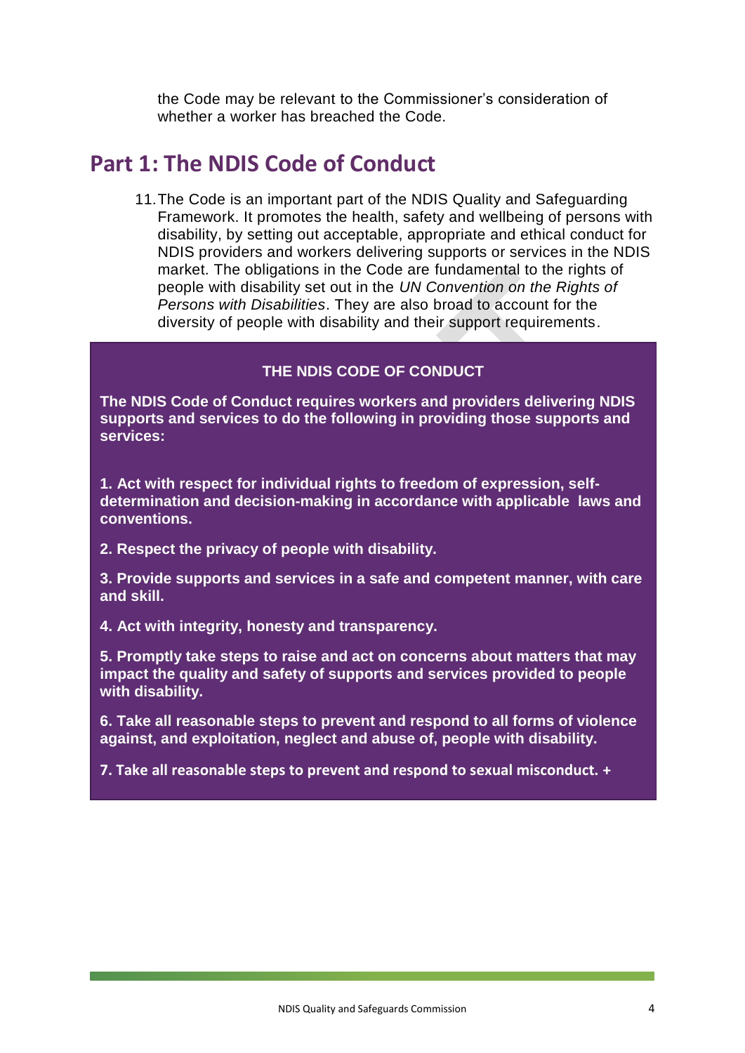the Code may be relevant to the Commissioner's consideration of whether a worker has breached the Code.

## Part 1: The NDIS Code of Conduct

11. The Code is an important part of the NDIS Quality and Safeguarding Framework. It promotes the health, safety and wellbeing of persons with disability, by setting out acceptable, appropriate and ethical conduct for NDIS providers and workers delivering supports or services in the NDIS market. The obligations in the Code are fundamental to the rights of people with disability set out in the *UN Convention on the Rights of Persons with Disabilities*. They are also broad to account for the diversity of people with disability and their support requirements.

**THE NDIS CODE OF CONDUCT**

**The NDIS Code of Conduct requires workers and providers delivering NDIS supports and services to do the following in providing those supports and services:**

**1. Act with respect for individual rights to freedom of expression, self-determination and decision-making in accordance with applicable laws and conventions.**

**2. Respect the privacy of people with disability.**

**3. Provide supports and services in a safe and competent manner, with care and skill.**

**4. Act with integrity, honesty and transparency.**

**5. Promptly take steps to raise and act on concerns about matters that may impact the quality and safety of supports and services provided to people with disability.**

**6. Take all reasonable steps to prevent and respond to all forms of violence against, and exploitation, neglect and abuse of, people with disability.**

**7. Take all reasonable steps to prevent and respond to sexual misconduct. +**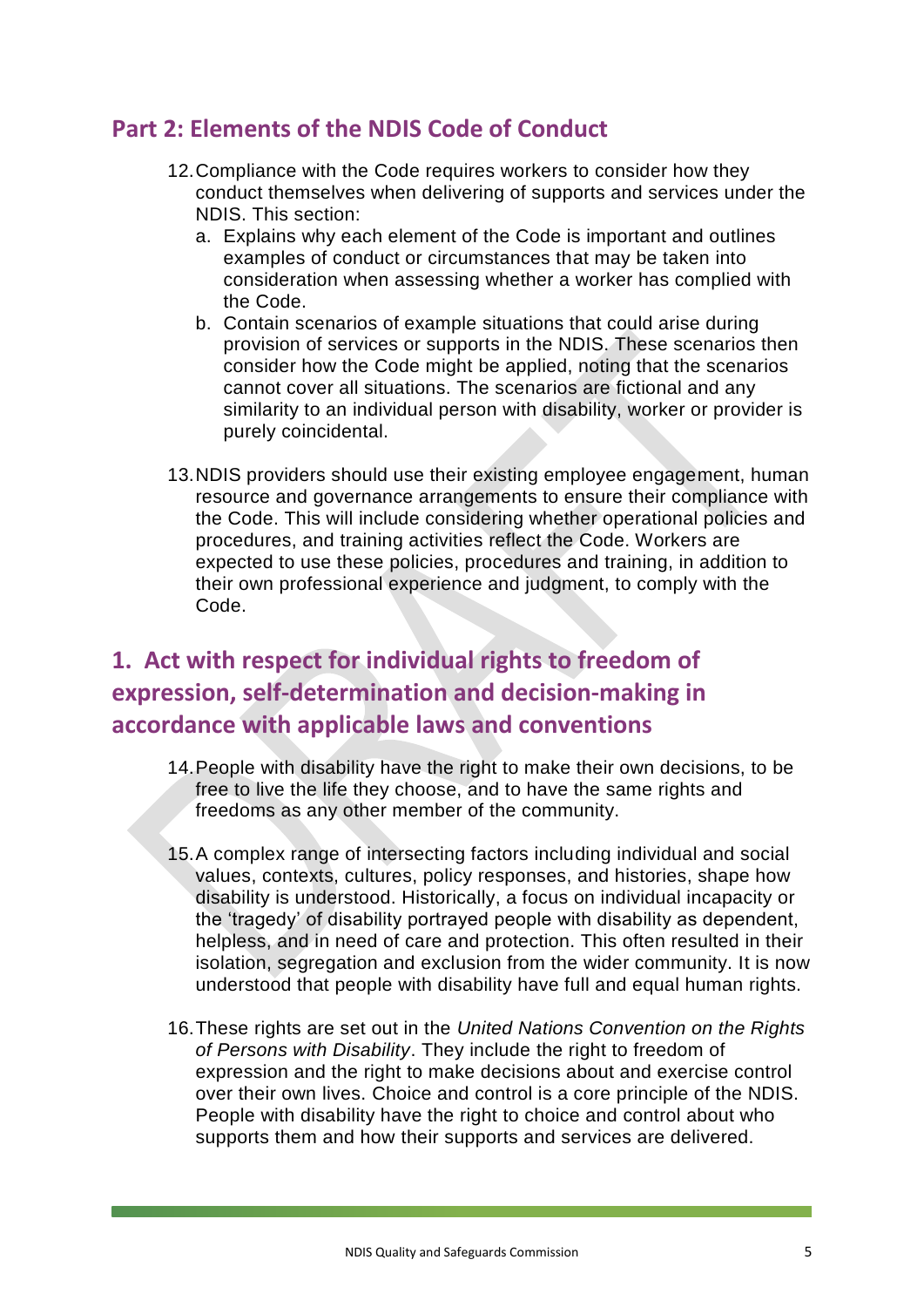## Part 2: Elements of the NDIS Code of Conduct

12. Compliance with the Code requires workers to consider how they conduct themselves when delivering of supports and services under the NDIS. This section:
    a. Explains why each element of the Code is important and outlines examples of conduct or circumstances that may be taken into consideration when assessing whether a worker has complied with the Code.
    b. Contain scenarios of example situations that could arise during provision of services or supports in the NDIS. These scenarios then consider how the Code might be applied, noting that the scenarios cannot cover all situations. The scenarios are fictional and any similarity to an individual person with disability, worker or provider is purely coincidental.

13. NDIS providers should use their existing employee engagement, human resource and governance arrangements to ensure their compliance with the Code. This will include considering whether operational policies and procedures, and training activities reflect the Code. Workers are expected to use these policies, procedures and training, in addition to their own professional experience and judgment, to comply with the Code.

## 1. Act with respect for individual rights to freedom of expression, self-determination and decision-making in accordance with applicable laws and conventions

14. People with disability have the right to make their own decisions, to be free to live the life they choose, and to have the same rights and freedoms as any other member of the community.

15. A complex range of intersecting factors including individual and social values, contexts, cultures, policy responses, and histories, shape how disability is understood. Historically, a focus on individual incapacity or the 'tragedy' of disability portrayed people with disability as dependent, helpless, and in need of care and protection. This often resulted in their isolation, segregation and exclusion from the wider community. It is now understood that people with disability have full and equal human rights.

16. These rights are set out in the *United Nations Convention on the Rights of Persons with Disability*. They include the right to freedom of expression and the right to make decisions about and exercise control over their own lives. Choice and control is a core principle of the NDIS. People with disability have the right to choice and control about who supports them and how their supports and services are delivered.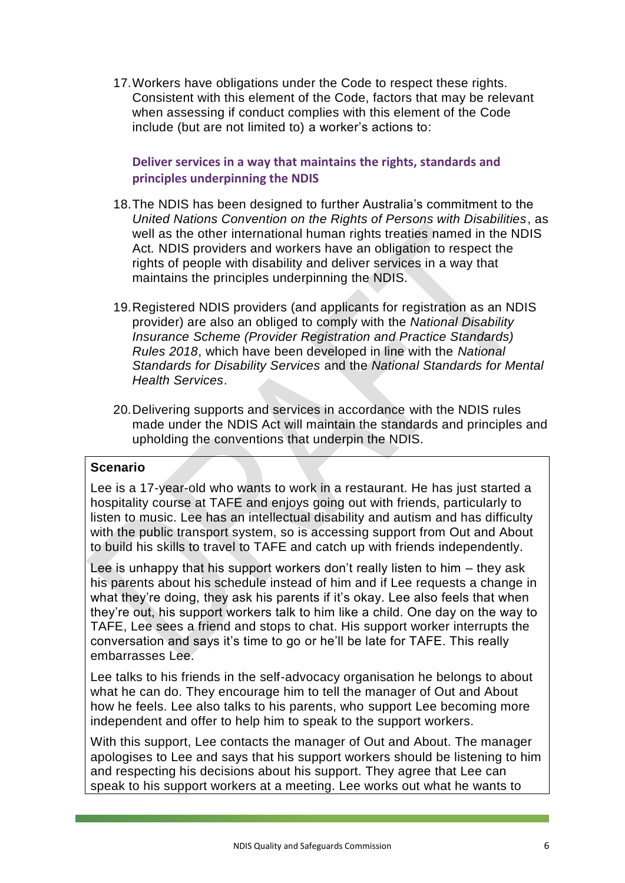17. Workers have obligations under the Code to respect these rights. Consistent with this element of the Code, factors that may be relevant when assessing if conduct complies with this element of the Code include (but are not limited to) a worker's actions to:

### Deliver services in a way that maintains the rights, standards and principles underpinning the NDIS

18. The NDIS has been designed to further Australia's commitment to the *United Nations Convention on the Rights of Persons with Disabilities*, as well as the other international human rights treaties named in the NDIS Act*.* NDIS providers and workers have an obligation to respect the rights of people with disability and deliver services in a way that maintains the principles underpinning the NDIS.

19. Registered NDIS providers (and applicants for registration as an NDIS provider) are also an obliged to comply with the *National Disability Insurance Scheme (Provider Registration and Practice Standards) Rules 2018*, which have been developed in line with the *National Standards for Disability Services* and the *National Standards for Mental Health Services*.

20. Delivering supports and services in accordance with the NDIS rules made under the NDIS Act will maintain the standards and principles and upholding the conventions that underpin the NDIS.

**Scenario**

Lee is a 17-year-old who wants to work in a restaurant. He has just started a hospitality course at TAFE and enjoys going out with friends, particularly to listen to music. Lee has an intellectual disability and autism and has difficulty with the public transport system, so is accessing support from Out and About to build his skills to travel to TAFE and catch up with friends independently.

Lee is unhappy that his support workers don't really listen to him – they ask his parents about his schedule instead of him and if Lee requests a change in what they're doing, they ask his parents if it's okay. Lee also feels that when they're out, his support workers talk to him like a child. One day on the way to TAFE, Lee sees a friend and stops to chat. His support worker interrupts the conversation and says it's time to go or he'll be late for TAFE. This really embarrasses Lee.

Lee talks to his friends in the self-advocacy organisation he belongs to about what he can do. They encourage him to tell the manager of Out and About how he feels. Lee also talks to his parents, who support Lee becoming more independent and offer to help him to speak to the support workers.

With this support, Lee contacts the manager of Out and About. The manager apologises to Lee and says that his support workers should be listening to him and respecting his decisions about his support. They agree that Lee can speak to his support workers at a meeting. Lee works out what he wants to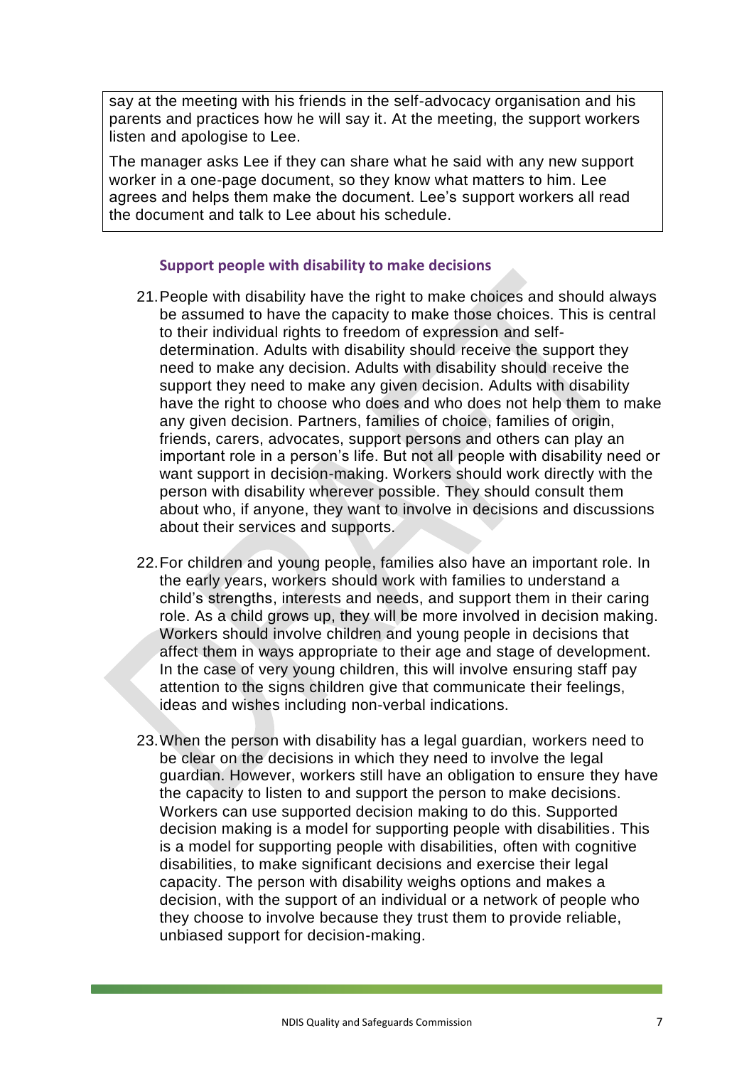say at the meeting with his friends in the self-advocacy organisation and his parents and practices how he will say it. At the meeting, the support workers listen and apologise to Lee.

The manager asks Lee if they can share what he said with any new support worker in a one-page document, so they know what matters to him. Lee agrees and helps them make the document. Lee's support workers all read the document and talk to Lee about his schedule.

### Support people with disability to make decisions

21. People with disability have the right to make choices and should always be assumed to have the capacity to make those choices. This is central to their individual rights to freedom of expression and self-determination. Adults with disability should receive the support they need to make any decision. Adults with disability should receive the support they need to make any given decision. Adults with disability have the right to choose who does and who does not help them to make any given decision. Partners, families of choice, families of origin, friends, carers, advocates, support persons and others can play an important role in a person's life. But not all people with disability need or want support in decision-making. Workers should work directly with the person with disability wherever possible. They should consult them about who, if anyone, they want to involve in decisions and discussions about their services and supports.

22. For children and young people, families also have an important role. In the early years, workers should work with families to understand a child's strengths, interests and needs, and support them in their caring role. As a child grows up, they will be more involved in decision making. Workers should involve children and young people in decisions that affect them in ways appropriate to their age and stage of development. In the case of very young children, this will involve ensuring staff pay attention to the signs children give that communicate their feelings, ideas and wishes including non-verbal indications.

23. When the person with disability has a legal guardian, workers need to be clear on the decisions in which they need to involve the legal guardian. However, workers still have an obligation to ensure they have the capacity to listen to and support the person to make decisions. Workers can use supported decision making to do this. Supported decision making is a model for supporting people with disabilities. This is a model for supporting people with disabilities, often with cognitive disabilities, to make significant decisions and exercise their legal capacity. The person with disability weighs options and makes a decision, with the support of an individual or a network of people who they choose to involve because they trust them to provide reliable, unbiased support for decision-making.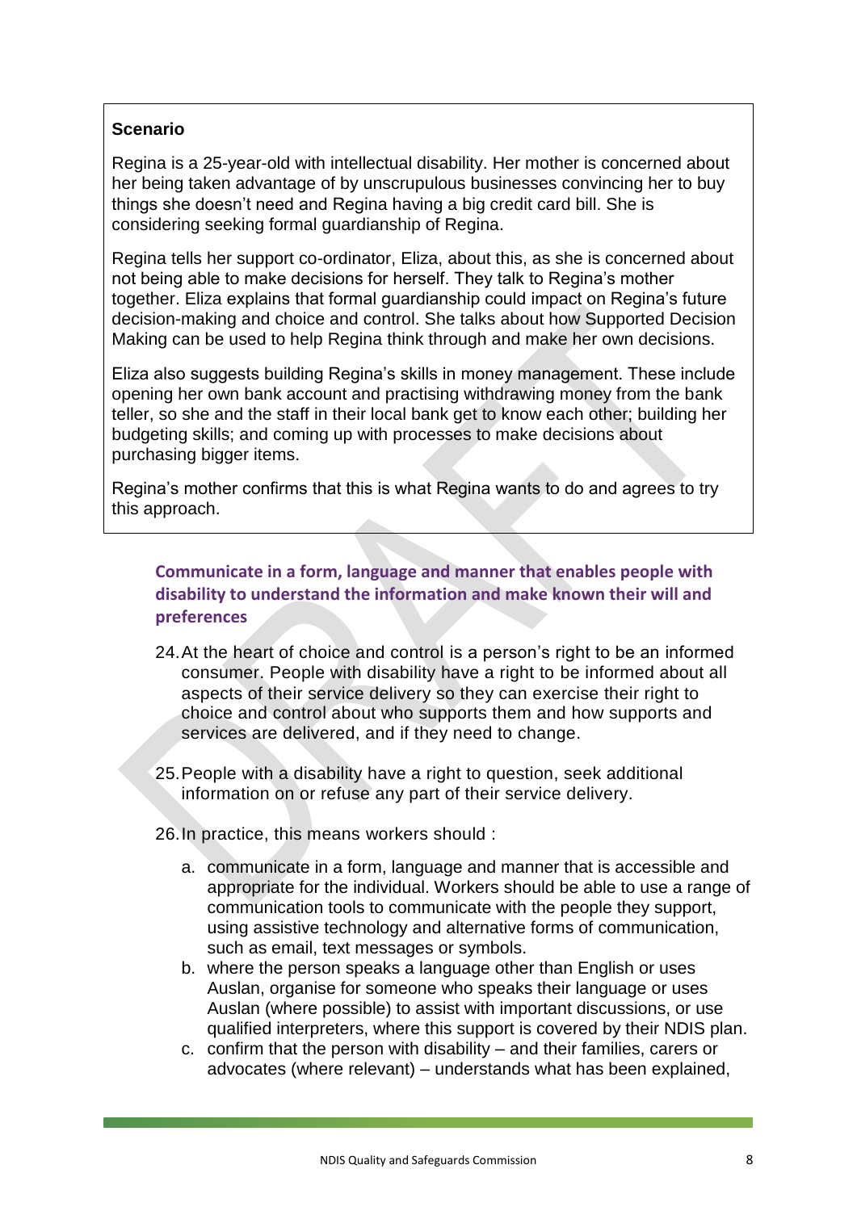**Scenario**

Regina is a 25-year-old with intellectual disability. Her mother is concerned about her being taken advantage of by unscrupulous businesses convincing her to buy things she doesn't need and Regina having a big credit card bill. She is considering seeking formal guardianship of Regina.

Regina tells her support co-ordinator, Eliza, about this, as she is concerned about not being able to make decisions for herself. They talk to Regina's mother together. Eliza explains that formal guardianship could impact on Regina's future decision-making and choice and control. She talks about how Supported Decision Making can be used to help Regina think through and make her own decisions.

Eliza also suggests building Regina's skills in money management. These include opening her own bank account and practising withdrawing money from the bank teller, so she and the staff in their local bank get to know each other; building her budgeting skills; and coming up with processes to make decisions about purchasing bigger items.

Regina's mother confirms that this is what Regina wants to do and agrees to try this approach.

### Communicate in a form, language and manner that enables people with disability to understand the information and make known their will and preferences

24. At the heart of choice and control is a person's right to be an informed consumer. People with disability have a right to be informed about all aspects of their service delivery so they can exercise their right to choice and control about who supports them and how supports and services are delivered, and if they need to change.

25. People with a disability have a right to question, seek additional information on or refuse any part of their service delivery.

26. In practice, this means workers should :

    a. communicate in a form, language and manner that is accessible and appropriate for the individual. Workers should be able to use a range of communication tools to communicate with the people they support, using assistive technology and alternative forms of communication, such as email, text messages or symbols.
    
    b. where the person speaks a language other than English or uses Auslan, organise for someone who speaks their language or uses Auslan (where possible) to assist with important discussions, or use qualified interpreters, where this support is covered by their NDIS plan.
    
    c. confirm that the person with disability – and their families, carers or advocates (where relevant) – understands what has been explained,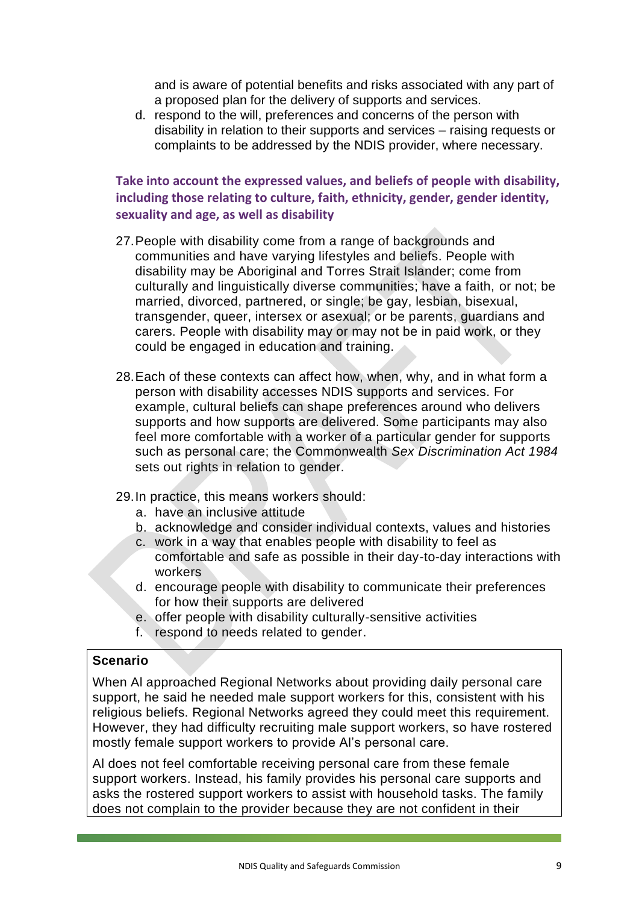and is aware of potential benefits and risks associated with any part of a proposed plan for the delivery of supports and services.

d. respond to the will, preferences and concerns of the person with disability in relation to their supports and services – raising requests or complaints to be addressed by the NDIS provider, where necessary.

### Take into account the expressed values, and beliefs of people with disability, including those relating to culture, faith, ethnicity, gender, gender identity, sexuality and age, as well as disability

27. People with disability come from a range of backgrounds and communities and have varying lifestyles and beliefs. People with disability may be Aboriginal and Torres Strait Islander; come from culturally and linguistically diverse communities; have a faith, or not; be married, divorced, partnered, or single; be gay, lesbian, bisexual, transgender, queer, intersex or asexual; or be parents, guardians and carers. People with disability may or may not be in paid work, or they could be engaged in education and training.

28. Each of these contexts can affect how, when, why, and in what form a person with disability accesses NDIS supports and services. For example, cultural beliefs can shape preferences around who delivers supports and how supports are delivered. Some participants may also feel more comfortable with a worker of a particular gender for supports such as personal care; the Commonwealth *Sex Discrimination Act 1984* sets out rights in relation to gender.

29. In practice, this means workers should:
    a. have an inclusive attitude
    b. acknowledge and consider individual contexts, values and histories
    c. work in a way that enables people with disability to feel as comfortable and safe as possible in their day-to-day interactions with workers
    d. encourage people with disability to communicate their preferences for how their supports are delivered
    e. offer people with disability culturally-sensitive activities
    f. respond to needs related to gender.

**Scenario**

When Al approached Regional Networks about providing daily personal care support, he said he needed male support workers for this, consistent with his religious beliefs. Regional Networks agreed they could meet this requirement. However, they had difficulty recruiting male support workers, so have rostered mostly female support workers to provide Al's personal care.

Al does not feel comfortable receiving personal care from these female support workers. Instead, his family provides his personal care supports and asks the rostered support workers to assist with household tasks. The family does not complain to the provider because they are not confident in their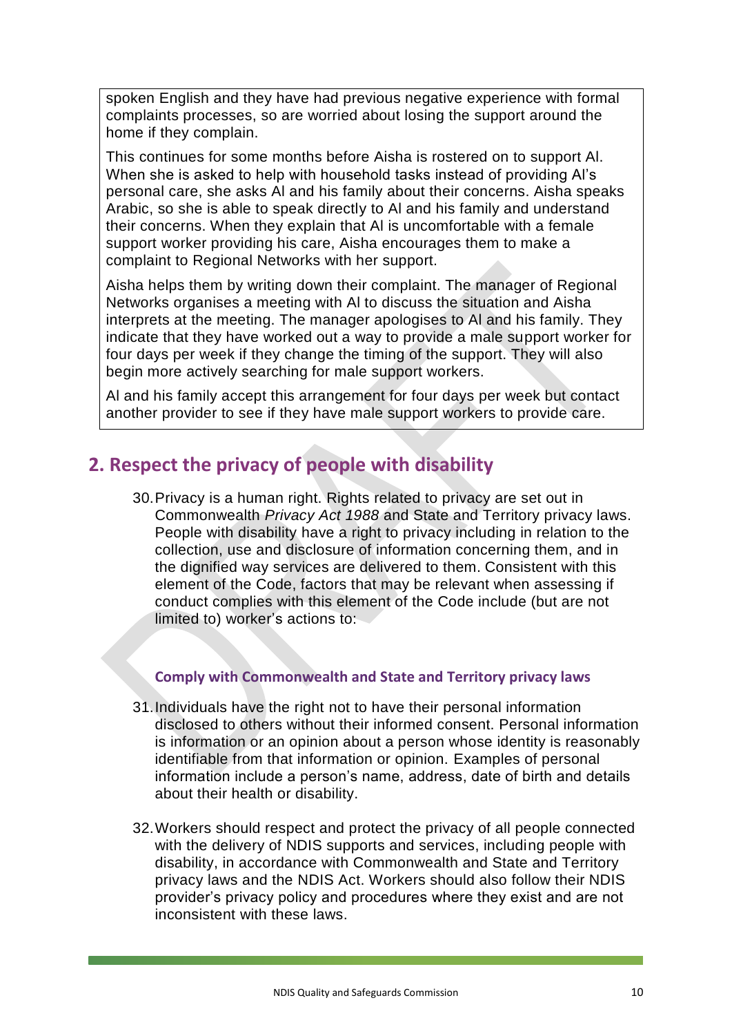spoken English and they have had previous negative experience with formal complaints processes, so are worried about losing the support around the home if they complain.

This continues for some months before Aisha is rostered on to support Al. When she is asked to help with household tasks instead of providing Al's personal care, she asks Al and his family about their concerns. Aisha speaks Arabic, so she is able to speak directly to Al and his family and understand their concerns. When they explain that Al is uncomfortable with a female support worker providing his care, Aisha encourages them to make a complaint to Regional Networks with her support.

Aisha helps them by writing down their complaint. The manager of Regional Networks organises a meeting with Al to discuss the situation and Aisha interprets at the meeting. The manager apologises to Al and his family. They indicate that they have worked out a way to provide a male support worker for four days per week if they change the timing of the support. They will also begin more actively searching for male support workers.

Al and his family accept this arrangement for four days per week but contact another provider to see if they have male support workers to provide care.

## 2. Respect the privacy of people with disability

30. Privacy is a human right. Rights related to privacy are set out in Commonwealth *Privacy Act 1988* and State and Territory privacy laws. People with disability have a right to privacy including in relation to the collection, use and disclosure of information concerning them, and in the dignified way services are delivered to them. Consistent with this element of the Code, factors that may be relevant when assessing if conduct complies with this element of the Code include (but are not limited to) worker's actions to:

### Comply with Commonwealth and State and Territory privacy laws

31. Individuals have the right not to have their personal information disclosed to others without their informed consent. Personal information is information or an opinion about a person whose identity is reasonably identifiable from that information or opinion. Examples of personal information include a person's name, address, date of birth and details about their health or disability.

32. Workers should respect and protect the privacy of all people connected with the delivery of NDIS supports and services, including people with disability, in accordance with Commonwealth and State and Territory privacy laws and the NDIS Act. Workers should also follow their NDIS provider's privacy policy and procedures where they exist and are not inconsistent with these laws.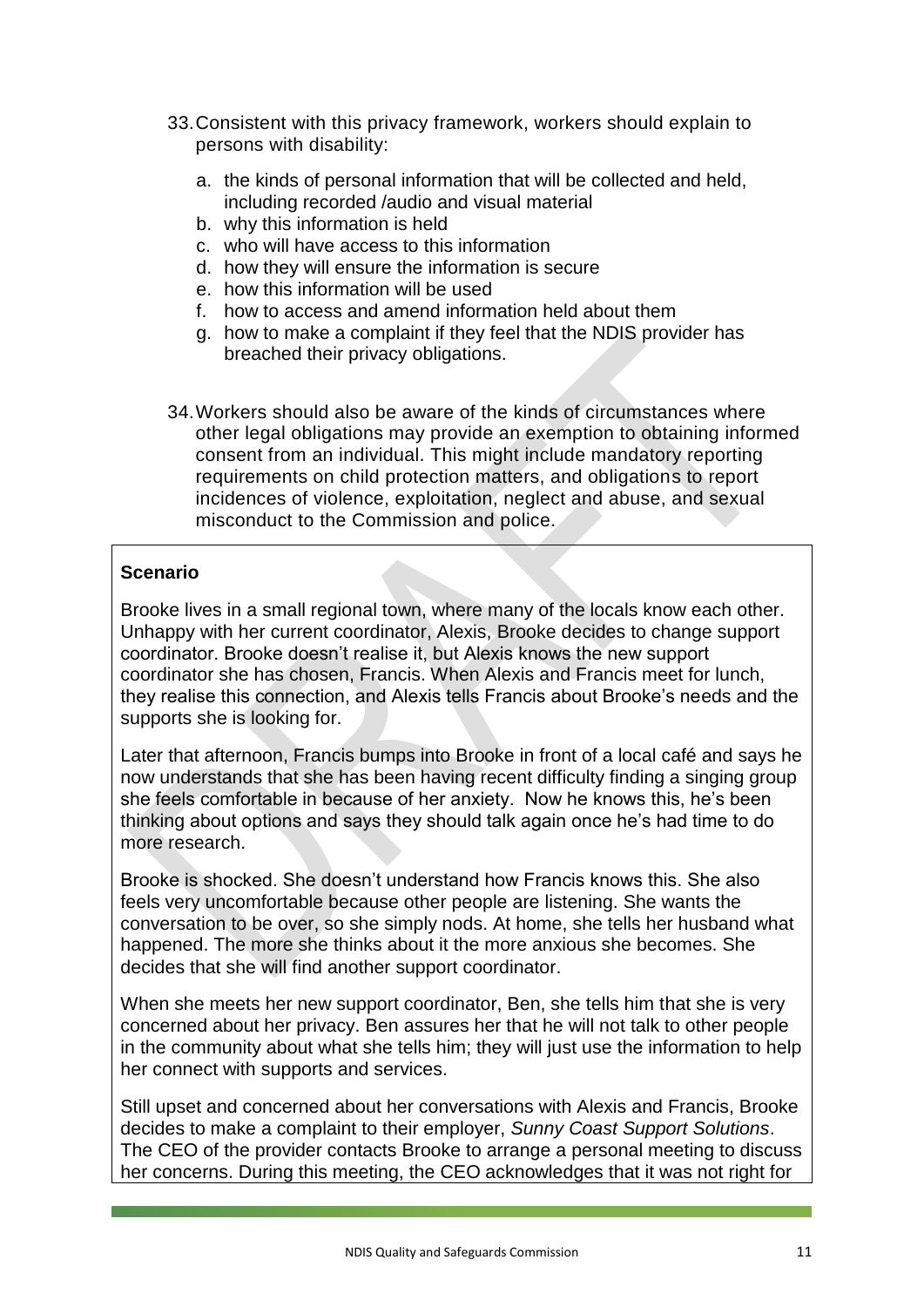33. Consistent with this privacy framework, workers should explain to persons with disability:

    a. the kinds of personal information that will be collected and held, including recorded /audio and visual material
    b. why this information is held
    c. who will have access to this information
    d. how they will ensure the information is secure
    e. how this information will be used
    f. how to access and amend information held about them
    g. how to make a complaint if they feel that the NDIS provider has breached their privacy obligations.

34. Workers should also be aware of the kinds of circumstances where other legal obligations may provide an exemption to obtaining informed consent from an individual. This might include mandatory reporting requirements on child protection matters, and obligations to report incidences of violence, exploitation, neglect and abuse, and sexual misconduct to the Commission and police.

**Scenario**

Brooke lives in a small regional town, where many of the locals know each other. Unhappy with her current coordinator, Alexis, Brooke decides to change support coordinator. Brooke doesn't realise it, but Alexis knows the new support coordinator she has chosen, Francis. When Alexis and Francis meet for lunch, they realise this connection, and Alexis tells Francis about Brooke's needs and the supports she is looking for.

Later that afternoon, Francis bumps into Brooke in front of a local café and says he now understands that she has been having recent difficulty finding a singing group she feels comfortable in because of her anxiety. Now he knows this, he's been thinking about options and says they should talk again once he's had time to do more research.

Brooke is shocked. She doesn't understand how Francis knows this. She also feels very uncomfortable because other people are listening. She wants the conversation to be over, so she simply nods. At home, she tells her husband what happened. The more she thinks about it the more anxious she becomes. She decides that she will find another support coordinator.

When she meets her new support coordinator, Ben, she tells him that she is very concerned about her privacy. Ben assures her that he will not talk to other people in the community about what she tells him; they will just use the information to help her connect with supports and services.

Still upset and concerned about her conversations with Alexis and Francis, Brooke decides to make a complaint to their employer, *Sunny Coast Support Solutions*. The CEO of the provider contacts Brooke to arrange a personal meeting to discuss her concerns. During this meeting, the CEO acknowledges that it was not right for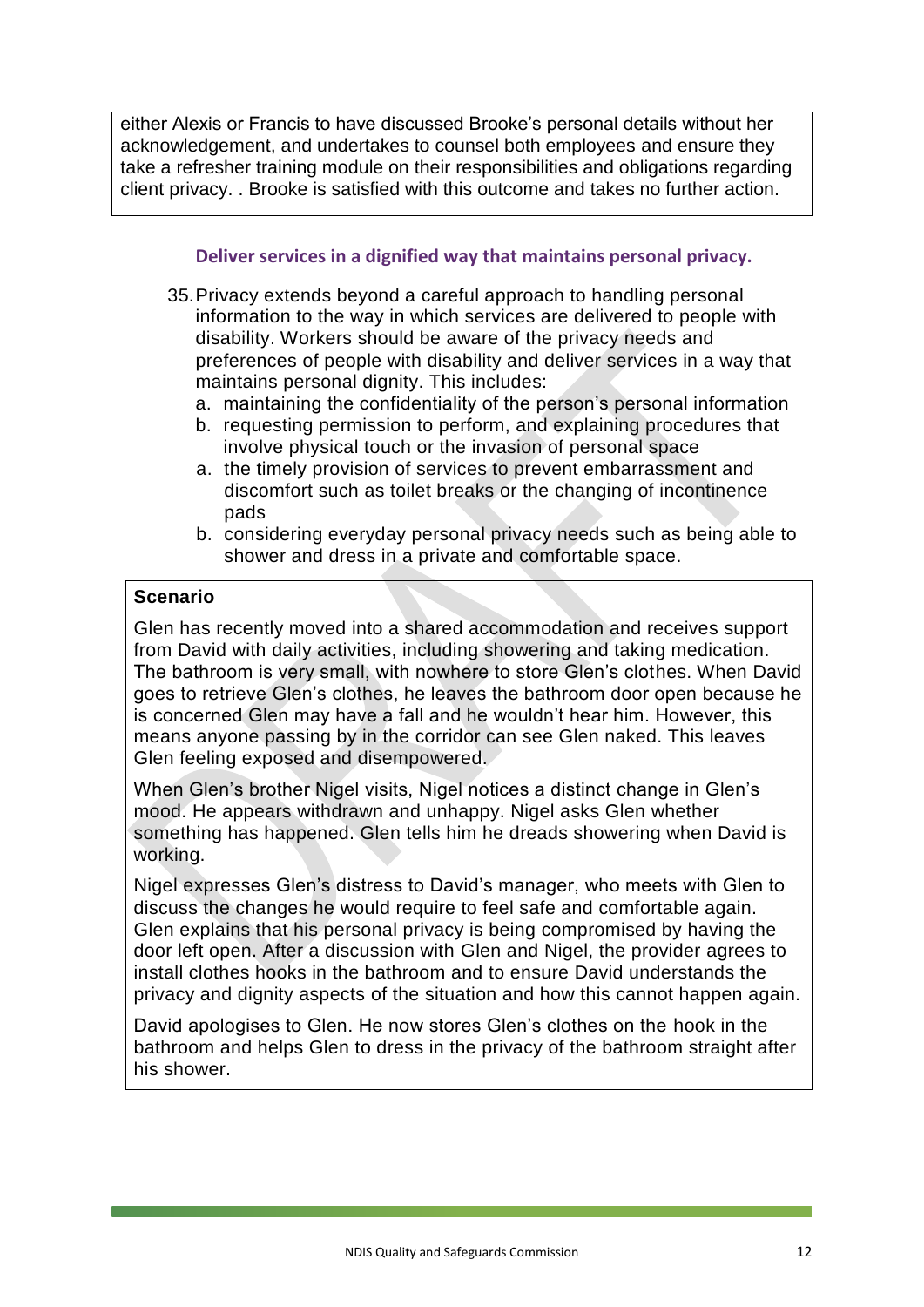either Alexis or Francis to have discussed Brooke's personal details without her acknowledgement, and undertakes to counsel both employees and ensure they take a refresher training module on their responsibilities and obligations regarding client privacy. . Brooke is satisfied with this outcome and takes no further action.

### Deliver services in a dignified way that maintains personal privacy.

35. Privacy extends beyond a careful approach to handling personal information to the way in which services are delivered to people with disability. Workers should be aware of the privacy needs and preferences of people with disability and deliver services in a way that maintains personal dignity. This includes:
    a. maintaining the confidentiality of the person's personal information
    b. requesting permission to perform, and explaining procedures that involve physical touch or the invasion of personal space
    a. the timely provision of services to prevent embarrassment and discomfort such as toilet breaks or the changing of incontinence pads
    b. considering everyday personal privacy needs such as being able to shower and dress in a private and comfortable space.

**Scenario**

Glen has recently moved into a shared accommodation and receives support from David with daily activities, including showering and taking medication. The bathroom is very small, with nowhere to store Glen's clothes. When David goes to retrieve Glen's clothes, he leaves the bathroom door open because he is concerned Glen may have a fall and he wouldn't hear him. However, this means anyone passing by in the corridor can see Glen naked. This leaves Glen feeling exposed and disempowered.

When Glen's brother Nigel visits, Nigel notices a distinct change in Glen's mood. He appears withdrawn and unhappy. Nigel asks Glen whether something has happened. Glen tells him he dreads showering when David is working.

Nigel expresses Glen's distress to David's manager, who meets with Glen to discuss the changes he would require to feel safe and comfortable again. Glen explains that his personal privacy is being compromised by having the door left open. After a discussion with Glen and Nigel, the provider agrees to install clothes hooks in the bathroom and to ensure David understands the privacy and dignity aspects of the situation and how this cannot happen again.

David apologises to Glen. He now stores Glen's clothes on the hook in the bathroom and helps Glen to dress in the privacy of the bathroom straight after his shower.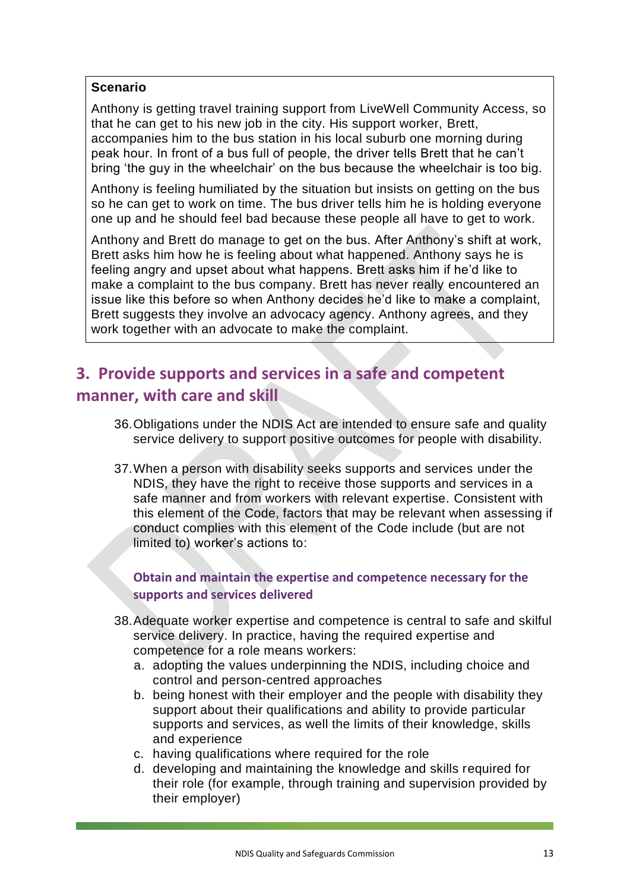**Scenario**

Anthony is getting travel training support from LiveWell Community Access, so that he can get to his new job in the city. His support worker, Brett, accompanies him to the bus station in his local suburb one morning during peak hour. In front of a bus full of people, the driver tells Brett that he can't bring 'the guy in the wheelchair' on the bus because the wheelchair is too big.

Anthony is feeling humiliated by the situation but insists on getting on the bus so he can get to work on time. The bus driver tells him he is holding everyone one up and he should feel bad because these people all have to get to work.

Anthony and Brett do manage to get on the bus. After Anthony's shift at work, Brett asks him how he is feeling about what happened. Anthony says he is feeling angry and upset about what happens. Brett asks him if he'd like to make a complaint to the bus company. Brett has never really encountered an issue like this before so when Anthony decides he'd like to make a complaint, Brett suggests they involve an advocacy agency. Anthony agrees, and they work together with an advocate to make the complaint.

## 3. Provide supports and services in a safe and competent manner, with care and skill

36. Obligations under the NDIS Act are intended to ensure safe and quality service delivery to support positive outcomes for people with disability.

37. When a person with disability seeks supports and services under the NDIS, they have the right to receive those supports and services in a safe manner and from workers with relevant expertise. Consistent with this element of the Code, factors that may be relevant when assessing if conduct complies with this element of the Code include (but are not limited to) worker's actions to:

### Obtain and maintain the expertise and competence necessary for the supports and services delivered

38. Adequate worker expertise and competence is central to safe and skilful service delivery. In practice, having the required expertise and competence for a role means workers:
    a. adopting the values underpinning the NDIS, including choice and control and person-centred approaches
    b. being honest with their employer and the people with disability they support about their qualifications and ability to provide particular supports and services, as well the limits of their knowledge, skills and experience
    c. having qualifications where required for the role
    d. developing and maintaining the knowledge and skills required for their role (for example, through training and supervision provided by their employer)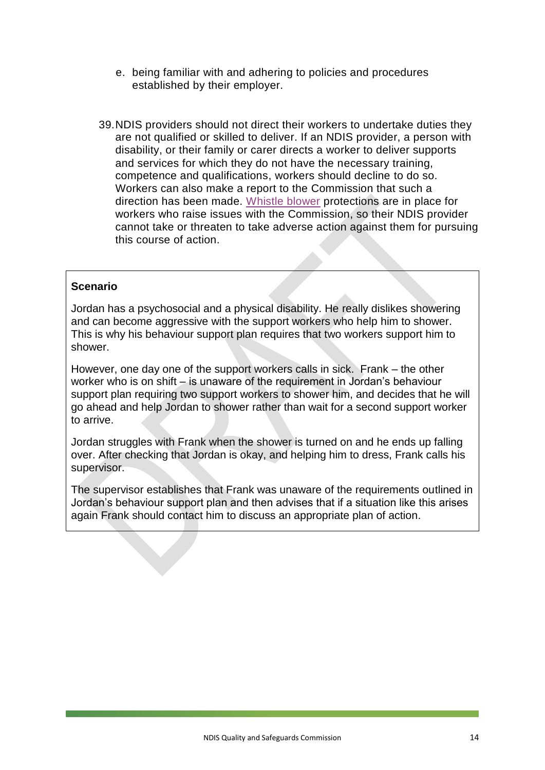e. being familiar with and adhering to policies and procedures established by their employer.

39. NDIS providers should not direct their workers to undertake duties they are not qualified or skilled to deliver. If an NDIS provider, a person with disability, or their family or carer directs a worker to deliver supports and services for which they do not have the necessary training, competence and qualifications, workers should decline to do so. Workers can also make a report to the Commission that such a direction has been made. Whistle blower protections are in place for workers who raise issues with the Commission, so their NDIS provider cannot take or threaten to take adverse action against them for pursuing this course of action.

**Scenario**

Jordan has a psychosocial and a physical disability. He really dislikes showering and can become aggressive with the support workers who help him to shower. This is why his behaviour support plan requires that two workers support him to shower.

However, one day one of the support workers calls in sick. Frank – the other worker who is on shift – is unaware of the requirement in Jordan's behaviour support plan requiring two support workers to shower him, and decides that he will go ahead and help Jordan to shower rather than wait for a second support worker to arrive.

Jordan struggles with Frank when the shower is turned on and he ends up falling over. After checking that Jordan is okay, and helping him to dress, Frank calls his supervisor.

The supervisor establishes that Frank was unaware of the requirements outlined in Jordan's behaviour support plan and then advises that if a situation like this arises again Frank should contact him to discuss an appropriate plan of action.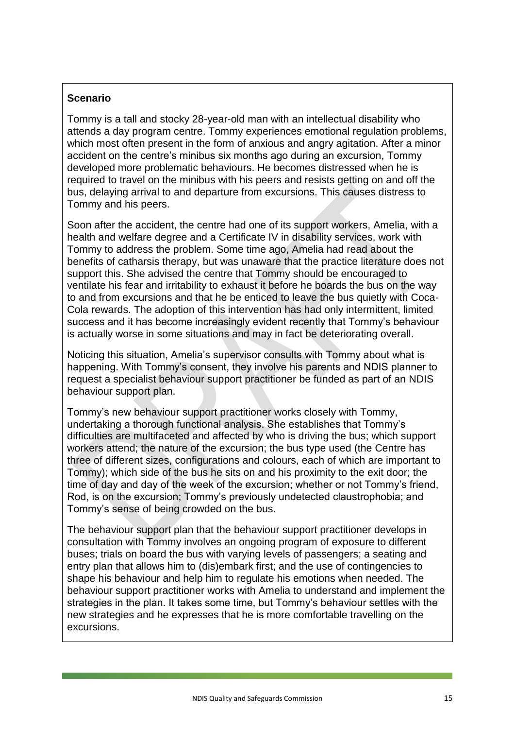**Scenario**

Tommy is a tall and stocky 28-year-old man with an intellectual disability who attends a day program centre. Tommy experiences emotional regulation problems, which most often present in the form of anxious and angry agitation. After a minor accident on the centre's minibus six months ago during an excursion, Tommy developed more problematic behaviours. He becomes distressed when he is required to travel on the minibus with his peers and resists getting on and off the bus, delaying arrival to and departure from excursions. This causes distress to Tommy and his peers.

Soon after the accident, the centre had one of its support workers, Amelia, with a health and welfare degree and a Certificate IV in disability services, work with Tommy to address the problem. Some time ago, Amelia had read about the benefits of catharsis therapy, but was unaware that the practice literature does not support this. She advised the centre that Tommy should be encouraged to ventilate his fear and irritability to exhaust it before he boards the bus on the way to and from excursions and that he be enticed to leave the bus quietly with Coca-Cola rewards. The adoption of this intervention has had only intermittent, limited success and it has become increasingly evident recently that Tommy's behaviour is actually worse in some situations and may in fact be deteriorating overall.

Noticing this situation, Amelia's supervisor consults with Tommy about what is happening. With Tommy's consent, they involve his parents and NDIS planner to request a specialist behaviour support practitioner be funded as part of an NDIS behaviour support plan.

Tommy's new behaviour support practitioner works closely with Tommy, undertaking a thorough functional analysis. She establishes that Tommy's difficulties are multifaceted and affected by who is driving the bus; which support workers attend; the nature of the excursion; the bus type used (the Centre has three of different sizes, configurations and colours, each of which are important to Tommy); which side of the bus he sits on and his proximity to the exit door; the time of day and day of the week of the excursion; whether or not Tommy's friend, Rod, is on the excursion; Tommy's previously undetected claustrophobia; and Tommy's sense of being crowded on the bus.

The behaviour support plan that the behaviour support practitioner develops in consultation with Tommy involves an ongoing program of exposure to different buses; trials on board the bus with varying levels of passengers; a seating and entry plan that allows him to (dis)embark first; and the use of contingencies to shape his behaviour and help him to regulate his emotions when needed. The behaviour support practitioner works with Amelia to understand and implement the strategies in the plan. It takes some time, but Tommy's behaviour settles with the new strategies and he expresses that he is more comfortable travelling on the excursions.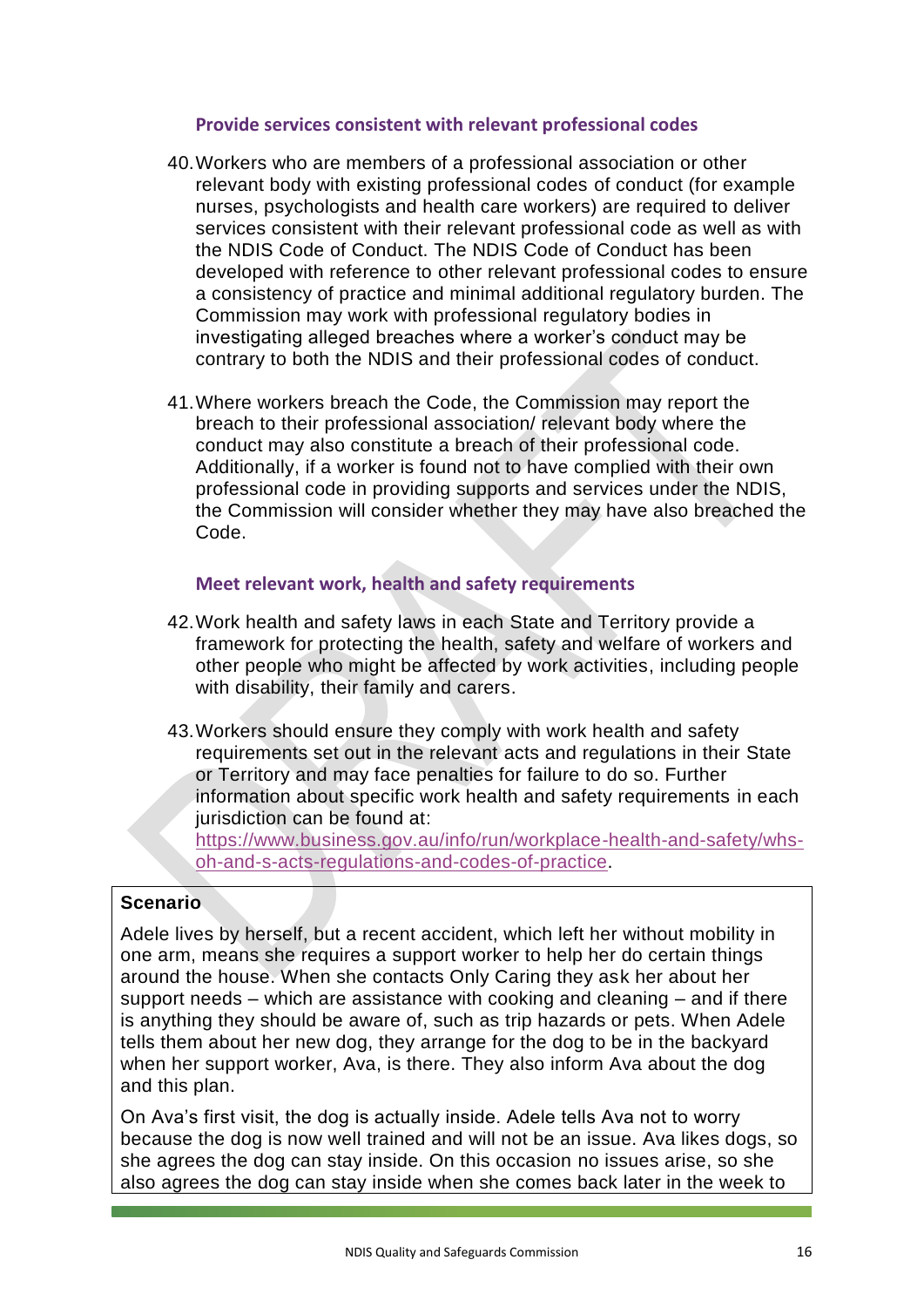### Provide services consistent with relevant professional codes

40. Workers who are members of a professional association or other relevant body with existing professional codes of conduct (for example nurses, psychologists and health care workers) are required to deliver services consistent with their relevant professional code as well as with the NDIS Code of Conduct. The NDIS Code of Conduct has been developed with reference to other relevant professional codes to ensure a consistency of practice and minimal additional regulatory burden. The Commission may work with professional regulatory bodies in investigating alleged breaches where a worker's conduct may be contrary to both the NDIS and their professional codes of conduct.

41. Where workers breach the Code, the Commission may report the breach to their professional association/ relevant body where the conduct may also constitute a breach of their professional code. Additionally, if a worker is found not to have complied with their own professional code in providing supports and services under the NDIS, the Commission will consider whether they may have also breached the Code.

### Meet relevant work, health and safety requirements

42. Work health and safety laws in each State and Territory provide a framework for protecting the health, safety and welfare of workers and other people who might be affected by work activities, including people with disability, their family and carers.

43. Workers should ensure they comply with work health and safety requirements set out in the relevant acts and regulations in their State or Territory and may face penalties for failure to do so. Further information about specific work health and safety requirements in each jurisdiction can be found at: https://www.business.gov.au/info/run/workplace-health-and-safety/whs-oh-and-s-acts-regulations-and-codes-of-practice.

**Scenario**

Adele lives by herself, but a recent accident, which left her without mobility in one arm, means she requires a support worker to help her do certain things around the house. When she contacts Only Caring they ask her about her support needs – which are assistance with cooking and cleaning – and if there is anything they should be aware of, such as trip hazards or pets. When Adele tells them about her new dog, they arrange for the dog to be in the backyard when her support worker, Ava, is there. They also inform Ava about the dog and this plan.

On Ava's first visit, the dog is actually inside. Adele tells Ava not to worry because the dog is now well trained and will not be an issue. Ava likes dogs, so she agrees the dog can stay inside. On this occasion no issues arise, so she also agrees the dog can stay inside when she comes back later in the week to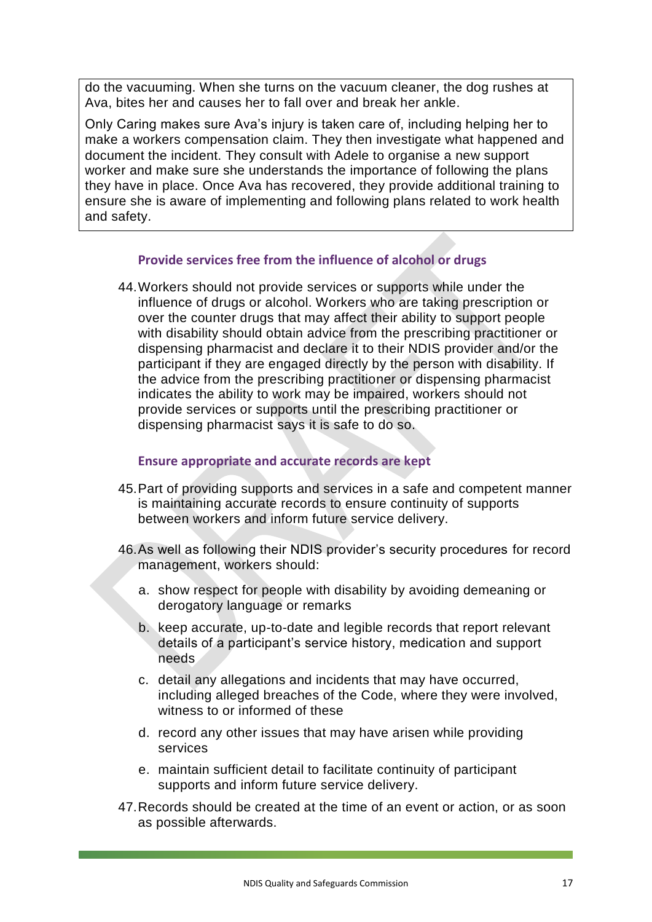do the vacuuming. When she turns on the vacuum cleaner, the dog rushes at Ava, bites her and causes her to fall over and break her ankle.

Only Caring makes sure Ava's injury is taken care of, including helping her to make a workers compensation claim. They then investigate what happened and document the incident. They consult with Adele to organise a new support worker and make sure she understands the importance of following the plans they have in place. Once Ava has recovered, they provide additional training to ensure she is aware of implementing and following plans related to work health and safety.

### Provide services free from the influence of alcohol or drugs

44. Workers should not provide services or supports while under the influence of drugs or alcohol. Workers who are taking prescription or over the counter drugs that may affect their ability to support people with disability should obtain advice from the prescribing practitioner or dispensing pharmacist and declare it to their NDIS provider and/or the participant if they are engaged directly by the person with disability. If the advice from the prescribing practitioner or dispensing pharmacist indicates the ability to work may be impaired, workers should not provide services or supports until the prescribing practitioner or dispensing pharmacist says it is safe to do so.

### Ensure appropriate and accurate records are kept

45. Part of providing supports and services in a safe and competent manner is maintaining accurate records to ensure continuity of supports between workers and inform future service delivery.

46. As well as following their NDIS provider's security procedures for record management, workers should:

    a. show respect for people with disability by avoiding demeaning or derogatory language or remarks

    b. keep accurate, up-to-date and legible records that report relevant details of a participant's service history, medication and support needs

    c. detail any allegations and incidents that may have occurred, including alleged breaches of the Code, where they were involved, witness to or informed of these

    d. record any other issues that may have arisen while providing services

    e. maintain sufficient detail to facilitate continuity of participant supports and inform future service delivery.

47. Records should be created at the time of an event or action, or as soon as possible afterwards.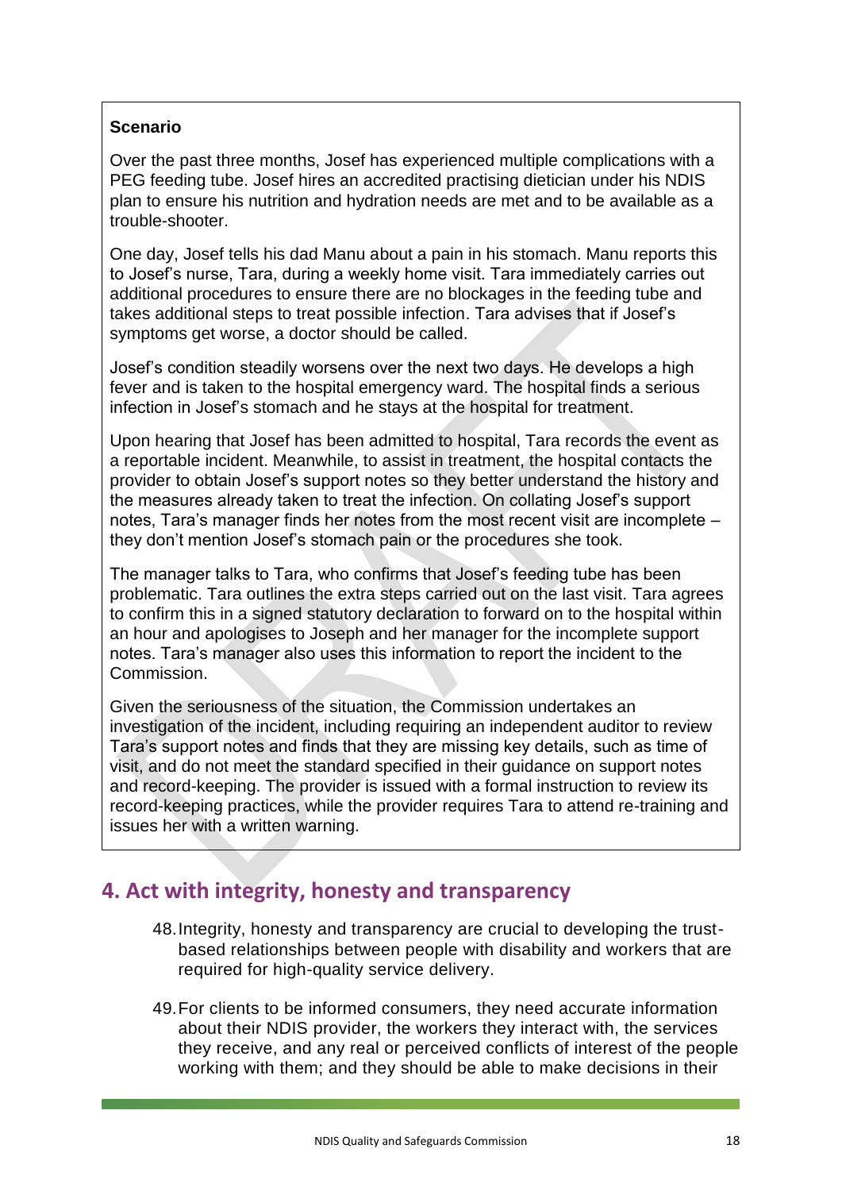**Scenario**

Over the past three months, Josef has experienced multiple complications with a PEG feeding tube. Josef hires an accredited practising dietician under his NDIS plan to ensure his nutrition and hydration needs are met and to be available as a trouble-shooter.

One day, Josef tells his dad Manu about a pain in his stomach. Manu reports this to Josef's nurse, Tara, during a weekly home visit. Tara immediately carries out additional procedures to ensure there are no blockages in the feeding tube and takes additional steps to treat possible infection. Tara advises that if Josef's symptoms get worse, a doctor should be called.

Josef's condition steadily worsens over the next two days. He develops a high fever and is taken to the hospital emergency ward. The hospital finds a serious infection in Josef's stomach and he stays at the hospital for treatment.

Upon hearing that Josef has been admitted to hospital, Tara records the event as a reportable incident. Meanwhile, to assist in treatment, the hospital contacts the provider to obtain Josef's support notes so they better understand the history and the measures already taken to treat the infection. On collating Josef's support notes, Tara's manager finds her notes from the most recent visit are incomplete – they don't mention Josef's stomach pain or the procedures she took.

The manager talks to Tara, who confirms that Josef's feeding tube has been problematic. Tara outlines the extra steps carried out on the last visit. Tara agrees to confirm this in a signed statutory declaration to forward on to the hospital within an hour and apologises to Joseph and her manager for the incomplete support notes. Tara's manager also uses this information to report the incident to the Commission.

Given the seriousness of the situation, the Commission undertakes an investigation of the incident, including requiring an independent auditor to review Tara's support notes and finds that they are missing key details, such as time of visit, and do not meet the standard specified in their guidance on support notes and record-keeping. The provider is issued with a formal instruction to review its record-keeping practices, while the provider requires Tara to attend re-training and issues her with a written warning.

## 4. Act with integrity, honesty and transparency

48. Integrity, honesty and transparency are crucial to developing the trust-based relationships between people with disability and workers that are required for high-quality service delivery.

49. For clients to be informed consumers, they need accurate information about their NDIS provider, the workers they interact with, the services they receive, and any real or perceived conflicts of interest of the people working with them; and they should be able to make decisions in their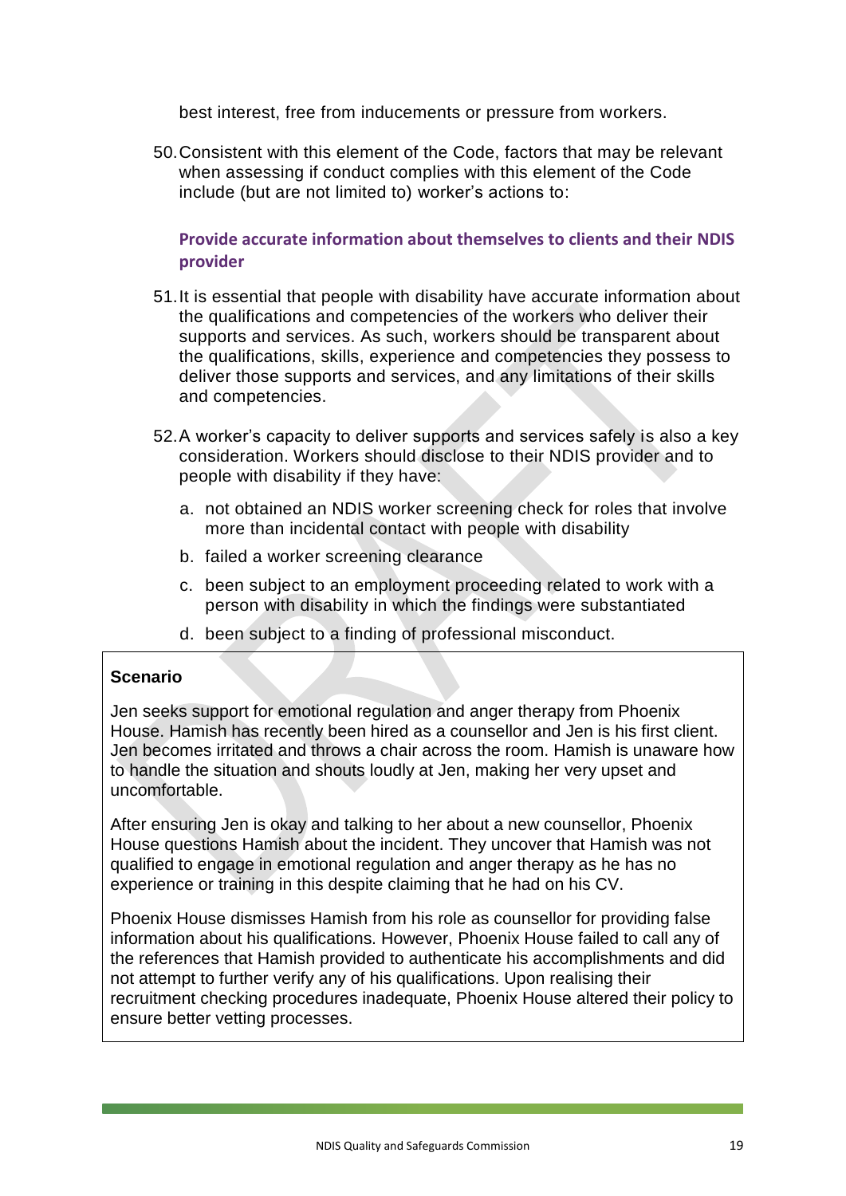best interest, free from inducements or pressure from workers.

50. Consistent with this element of the Code, factors that may be relevant when assessing if conduct complies with this element of the Code include (but are not limited to) worker's actions to:

### Provide accurate information about themselves to clients and their NDIS provider

51. It is essential that people with disability have accurate information about the qualifications and competencies of the workers who deliver their supports and services. As such, workers should be transparent about the qualifications, skills, experience and competencies they possess to deliver those supports and services, and any limitations of their skills and competencies.

52. A worker's capacity to deliver supports and services safely is also a key consideration. Workers should disclose to their NDIS provider and to people with disability if they have:

    a. not obtained an NDIS worker screening check for roles that involve more than incidental contact with people with disability

    b. failed a worker screening clearance

    c. been subject to an employment proceeding related to work with a person with disability in which the findings were substantiated

    d. been subject to a finding of professional misconduct.

**Scenario**

Jen seeks support for emotional regulation and anger therapy from Phoenix House. Hamish has recently been hired as a counsellor and Jen is his first client. Jen becomes irritated and throws a chair across the room. Hamish is unaware how to handle the situation and shouts loudly at Jen, making her very upset and uncomfortable.

After ensuring Jen is okay and talking to her about a new counsellor, Phoenix House questions Hamish about the incident. They uncover that Hamish was not qualified to engage in emotional regulation and anger therapy as he has no experience or training in this despite claiming that he had on his CV.

Phoenix House dismisses Hamish from his role as counsellor for providing false information about his qualifications. However, Phoenix House failed to call any of the references that Hamish provided to authenticate his accomplishments and did not attempt to further verify any of his qualifications. Upon realising their recruitment checking procedures inadequate, Phoenix House altered their policy to ensure better vetting processes.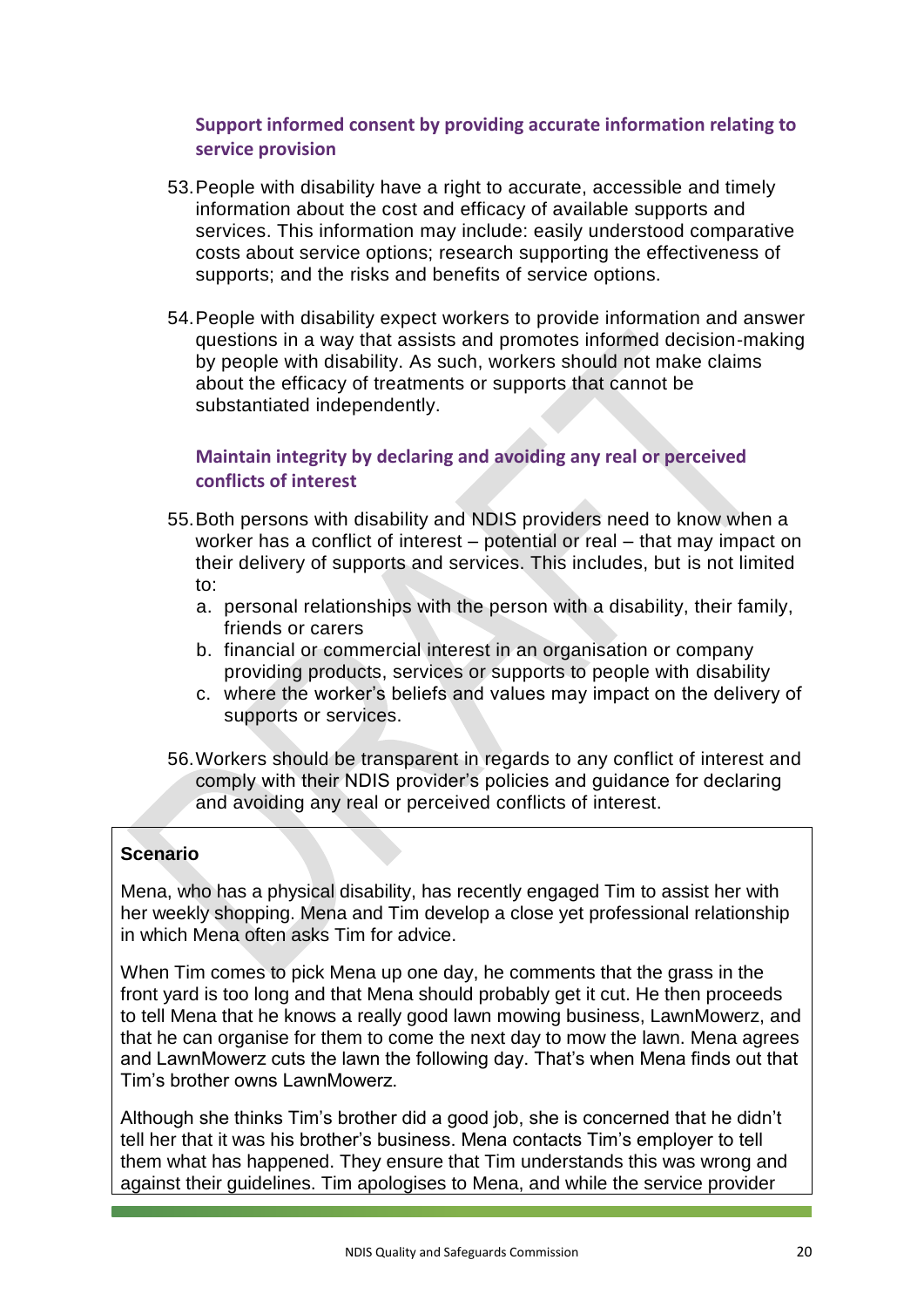### Support informed consent by providing accurate information relating to service provision

53. People with disability have a right to accurate, accessible and timely information about the cost and efficacy of available supports and services. This information may include: easily understood comparative costs about service options; research supporting the effectiveness of supports; and the risks and benefits of service options.

54. People with disability expect workers to provide information and answer questions in a way that assists and promotes informed decision-making by people with disability. As such, workers should not make claims about the efficacy of treatments or supports that cannot be substantiated independently.

### Maintain integrity by declaring and avoiding any real or perceived conflicts of interest

55. Both persons with disability and NDIS providers need to know when a worker has a conflict of interest – potential or real – that may impact on their delivery of supports and services. This includes, but is not limited to:
    a. personal relationships with the person with a disability, their family, friends or carers
    b. financial or commercial interest in an organisation or company providing products, services or supports to people with disability
    c. where the worker's beliefs and values may impact on the delivery of supports or services.

56. Workers should be transparent in regards to any conflict of interest and comply with their NDIS provider's policies and guidance for declaring and avoiding any real or perceived conflicts of interest.

**Scenario**

Mena, who has a physical disability, has recently engaged Tim to assist her with her weekly shopping. Mena and Tim develop a close yet professional relationship in which Mena often asks Tim for advice.

When Tim comes to pick Mena up one day, he comments that the grass in the front yard is too long and that Mena should probably get it cut. He then proceeds to tell Mena that he knows a really good lawn mowing business, LawnMowerz, and that he can organise for them to come the next day to mow the lawn. Mena agrees and LawnMowerz cuts the lawn the following day. That's when Mena finds out that Tim's brother owns LawnMowerz.

Although she thinks Tim's brother did a good job, she is concerned that he didn't tell her that it was his brother's business. Mena contacts Tim's employer to tell them what has happened. They ensure that Tim understands this was wrong and against their guidelines. Tim apologises to Mena, and while the service provider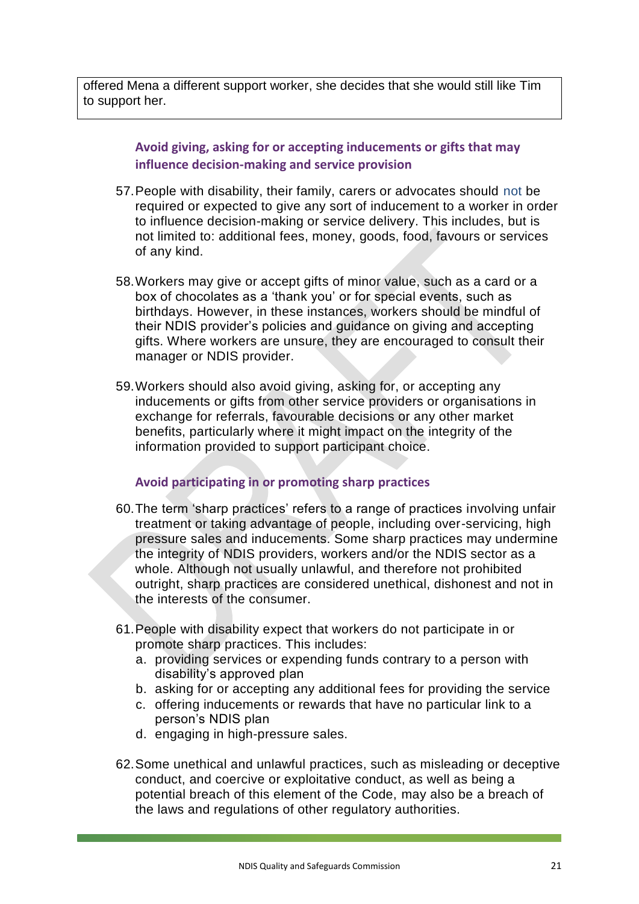offered Mena a different support worker, she decides that she would still like Tim to support her.

### Avoid giving, asking for or accepting inducements or gifts that may influence decision-making and service provision

57. People with disability, their family, carers or advocates should not be required or expected to give any sort of inducement to a worker in order to influence decision-making or service delivery. This includes, but is not limited to: additional fees, money, goods, food, favours or services of any kind.

58. Workers may give or accept gifts of minor value, such as a card or a box of chocolates as a 'thank you' or for special events, such as birthdays. However, in these instances, workers should be mindful of their NDIS provider's policies and guidance on giving and accepting gifts. Where workers are unsure, they are encouraged to consult their manager or NDIS provider.

59. Workers should also avoid giving, asking for, or accepting any inducements or gifts from other service providers or organisations in exchange for referrals, favourable decisions or any other market benefits, particularly where it might impact on the integrity of the information provided to support participant choice.

### Avoid participating in or promoting sharp practices

60. The term 'sharp practices' refers to a range of practices involving unfair treatment or taking advantage of people, including over-servicing, high pressure sales and inducements. Some sharp practices may undermine the integrity of NDIS providers, workers and/or the NDIS sector as a whole. Although not usually unlawful, and therefore not prohibited outright, sharp practices are considered unethical, dishonest and not in the interests of the consumer.

61. People with disability expect that workers do not participate in or promote sharp practices. This includes:
    a. providing services or expending funds contrary to a person with disability's approved plan
    b. asking for or accepting any additional fees for providing the service
    c. offering inducements or rewards that have no particular link to a person's NDIS plan
    d. engaging in high-pressure sales.

62. Some unethical and unlawful practices, such as misleading or deceptive conduct, and coercive or exploitative conduct, as well as being a potential breach of this element of the Code, may also be a breach of the laws and regulations of other regulatory authorities.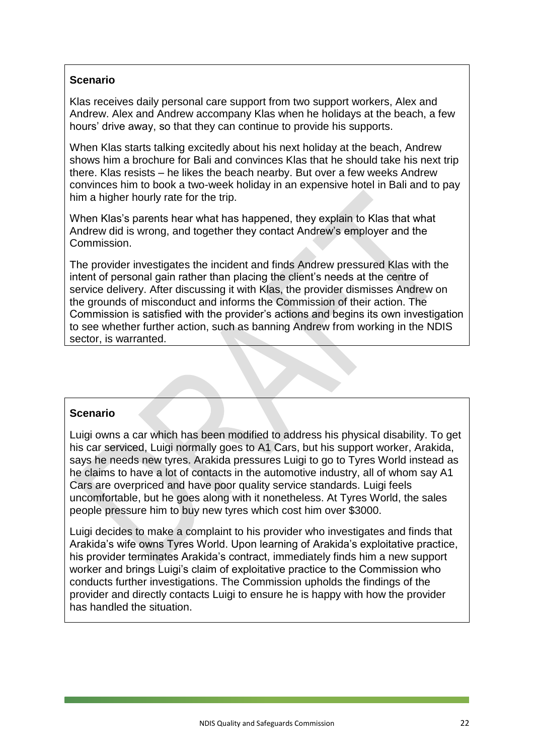**Scenario**

Klas receives daily personal care support from two support workers, Alex and Andrew. Alex and Andrew accompany Klas when he holidays at the beach, a few hours' drive away, so that they can continue to provide his supports.

When Klas starts talking excitedly about his next holiday at the beach, Andrew shows him a brochure for Bali and convinces Klas that he should take his next trip there. Klas resists – he likes the beach nearby. But over a few weeks Andrew convinces him to book a two-week holiday in an expensive hotel in Bali and to pay him a higher hourly rate for the trip.

When Klas's parents hear what has happened, they explain to Klas that what Andrew did is wrong, and together they contact Andrew's employer and the Commission.

The provider investigates the incident and finds Andrew pressured Klas with the intent of personal gain rather than placing the client's needs at the centre of service delivery. After discussing it with Klas, the provider dismisses Andrew on the grounds of misconduct and informs the Commission of their action. The Commission is satisfied with the provider's actions and begins its own investigation to see whether further action, such as banning Andrew from working in the NDIS sector, is warranted.

**Scenario**

Luigi owns a car which has been modified to address his physical disability. To get his car serviced, Luigi normally goes to A1 Cars, but his support worker, Arakida, says he needs new tyres. Arakida pressures Luigi to go to Tyres World instead as he claims to have a lot of contacts in the automotive industry, all of whom say A1 Cars are overpriced and have poor quality service standards. Luigi feels uncomfortable, but he goes along with it nonetheless. At Tyres World, the sales people pressure him to buy new tyres which cost him over $3000.

Luigi decides to make a complaint to his provider who investigates and finds that Arakida's wife owns Tyres World. Upon learning of Arakida's exploitative practice, his provider terminates Arakida's contract, immediately finds him a new support worker and brings Luigi's claim of exploitative practice to the Commission who conducts further investigations. The Commission upholds the findings of the provider and directly contacts Luigi to ensure he is happy with how the provider has handled the situation.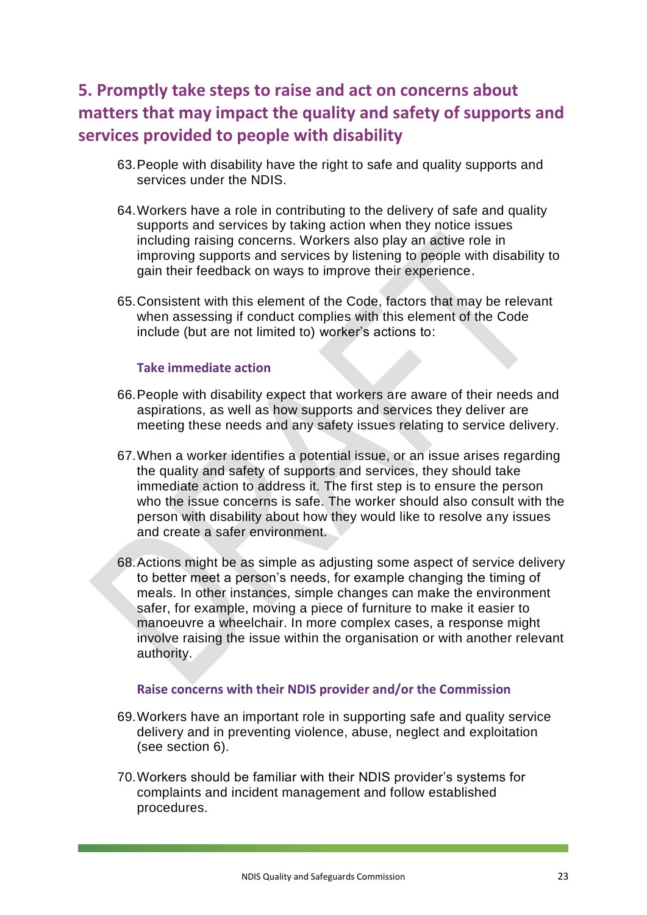## 5. Promptly take steps to raise and act on concerns about matters that may impact the quality and safety of supports and services provided to people with disability

63. People with disability have the right to safe and quality supports and services under the NDIS.

64. Workers have a role in contributing to the delivery of safe and quality supports and services by taking action when they notice issues including raising concerns. Workers also play an active role in improving supports and services by listening to people with disability to gain their feedback on ways to improve their experience.

65. Consistent with this element of the Code, factors that may be relevant when assessing if conduct complies with this element of the Code include (but are not limited to) worker's actions to:

### Take immediate action

66. People with disability expect that workers are aware of their needs and aspirations, as well as how supports and services they deliver are meeting these needs and any safety issues relating to service delivery.

67. When a worker identifies a potential issue, or an issue arises regarding the quality and safety of supports and services, they should take immediate action to address it. The first step is to ensure the person who the issue concerns is safe. The worker should also consult with the person with disability about how they would like to resolve any issues and create a safer environment.

68. Actions might be as simple as adjusting some aspect of service delivery to better meet a person's needs, for example changing the timing of meals. In other instances, simple changes can make the environment safer, for example, moving a piece of furniture to make it easier to manoeuvre a wheelchair. In more complex cases, a response might involve raising the issue within the organisation or with another relevant authority.

### Raise concerns with their NDIS provider and/or the Commission

69. Workers have an important role in supporting safe and quality service delivery and in preventing violence, abuse, neglect and exploitation (see section 6).

70. Workers should be familiar with their NDIS provider's systems for complaints and incident management and follow established procedures.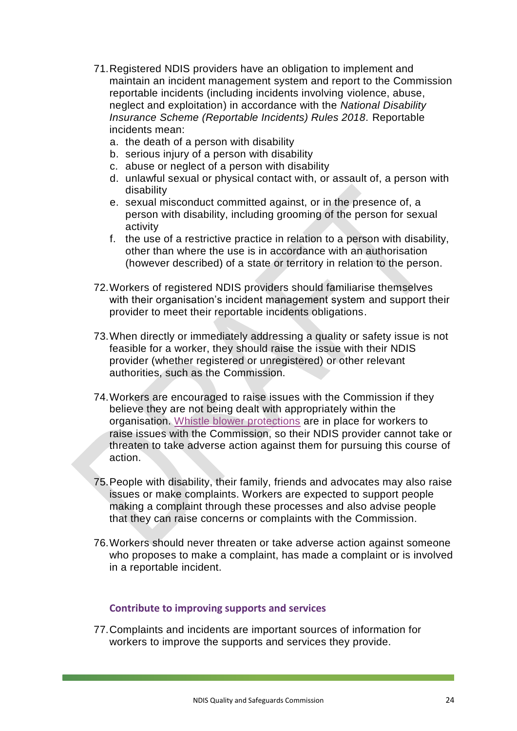71. Registered NDIS providers have an obligation to implement and maintain an incident management system and report to the Commission reportable incidents (including incidents involving violence, abuse, neglect and exploitation) in accordance with the *National Disability Insurance Scheme (Reportable Incidents) Rules 2018*. Reportable incidents mean:
    a. the death of a person with disability
    b. serious injury of a person with disability
    c. abuse or neglect of a person with disability
    d. unlawful sexual or physical contact with, or assault of, a person with disability
    e. sexual misconduct committed against, or in the presence of, a person with disability, including grooming of the person for sexual activity
    f. the use of a restrictive practice in relation to a person with disability, other than where the use is in accordance with an authorisation (however described) of a state or territory in relation to the person.

72. Workers of registered NDIS providers should familiarise themselves with their organisation's incident management system and support their provider to meet their reportable incidents obligations.

73. When directly or immediately addressing a quality or safety issue is not feasible for a worker, they should raise the issue with their NDIS provider (whether registered or unregistered) or other relevant authorities, such as the Commission.

74. Workers are encouraged to raise issues with the Commission if they believe they are not being dealt with appropriately within the organisation. Whistle blower protections are in place for workers to raise issues with the Commission, so their NDIS provider cannot take or threaten to take adverse action against them for pursuing this course of action.

75. People with disability, their family, friends and advocates may also raise issues or make complaints. Workers are expected to support people making a complaint through these processes and also advise people that they can raise concerns or complaints with the Commission.

76. Workers should never threaten or take adverse action against someone who proposes to make a complaint, has made a complaint or is involved in a reportable incident.

### Contribute to improving supports and services

77. Complaints and incidents are important sources of information for workers to improve the supports and services they provide.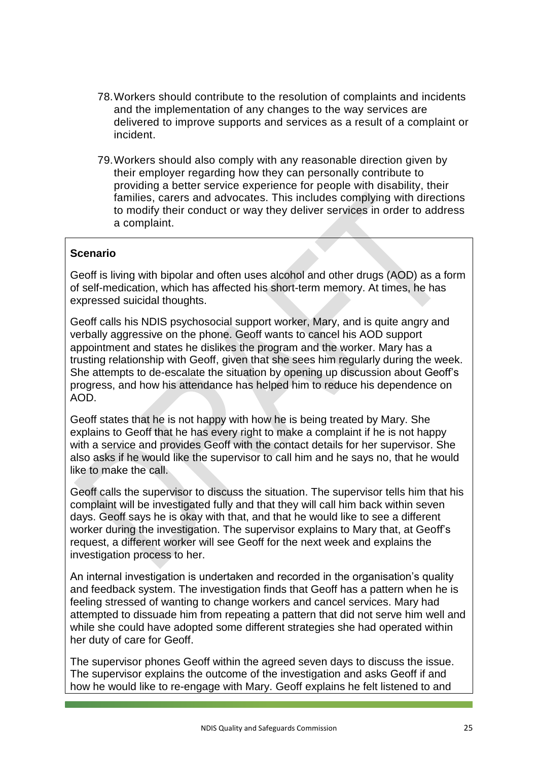78. Workers should contribute to the resolution of complaints and incidents and the implementation of any changes to the way services are delivered to improve supports and services as a result of a complaint or incident.

79. Workers should also comply with any reasonable direction given by their employer regarding how they can personally contribute to providing a better service experience for people with disability, their families, carers and advocates. This includes complying with directions to modify their conduct or way they deliver services in order to address a complaint.

**Scenario**

Geoff is living with bipolar and often uses alcohol and other drugs (AOD) as a form of self-medication, which has affected his short-term memory. At times, he has expressed suicidal thoughts.

Geoff calls his NDIS psychosocial support worker, Mary, and is quite angry and verbally aggressive on the phone. Geoff wants to cancel his AOD support appointment and states he dislikes the program and the worker. Mary has a trusting relationship with Geoff, given that she sees him regularly during the week. She attempts to de-escalate the situation by opening up discussion about Geoff's progress, and how his attendance has helped him to reduce his dependence on AOD.

Geoff states that he is not happy with how he is being treated by Mary. She explains to Geoff that he has every right to make a complaint if he is not happy with a service and provides Geoff with the contact details for her supervisor. She also asks if he would like the supervisor to call him and he says no, that he would like to make the call.

Geoff calls the supervisor to discuss the situation. The supervisor tells him that his complaint will be investigated fully and that they will call him back within seven days. Geoff says he is okay with that, and that he would like to see a different worker during the investigation. The supervisor explains to Mary that, at Geoff's request, a different worker will see Geoff for the next week and explains the investigation process to her.

An internal investigation is undertaken and recorded in the organisation's quality and feedback system. The investigation finds that Geoff has a pattern when he is feeling stressed of wanting to change workers and cancel services. Mary had attempted to dissuade him from repeating a pattern that did not serve him well and while she could have adopted some different strategies she had operated within her duty of care for Geoff.

The supervisor phones Geoff within the agreed seven days to discuss the issue. The supervisor explains the outcome of the investigation and asks Geoff if and how he would like to re-engage with Mary. Geoff explains he felt listened to and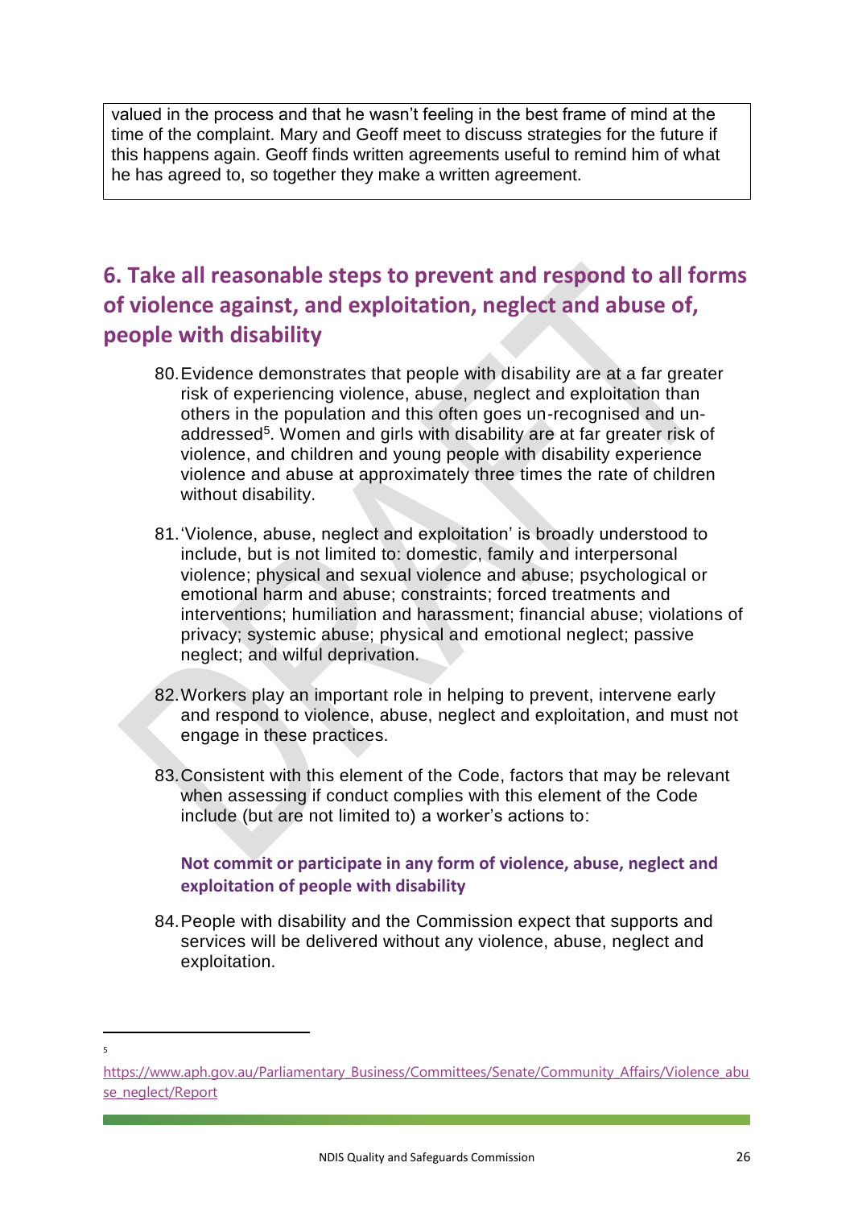valued in the process and that he wasn't feeling in the best frame of mind at the time of the complaint. Mary and Geoff meet to discuss strategies for the future if this happens again. Geoff finds written agreements useful to remind him of what he has agreed to, so together they make a written agreement.

## 6. Take all reasonable steps to prevent and respond to all forms of violence against, and exploitation, neglect and abuse of, people with disability

80. Evidence demonstrates that people with disability are at a far greater risk of experiencing violence, abuse, neglect and exploitation than others in the population and this often goes un-recognised and un-addressed[5]. Women and girls with disability are at far greater risk of violence, and children and young people with disability experience violence and abuse at approximately three times the rate of children without disability.

81. 'Violence, abuse, neglect and exploitation' is broadly understood to include, but is not limited to: domestic, family and interpersonal violence; physical and sexual violence and abuse; psychological or emotional harm and abuse; constraints; forced treatments and interventions; humiliation and harassment; financial abuse; violations of privacy; systemic abuse; physical and emotional neglect; passive neglect; and wilful deprivation.

82. Workers play an important role in helping to prevent, intervene early and respond to violence, abuse, neglect and exploitation, and must not engage in these practices.

83. Consistent with this element of the Code, factors that may be relevant when assessing if conduct complies with this element of the Code include (but are not limited to) a worker's actions to:

### Not commit or participate in any form of violence, abuse, neglect and exploitation of people with disability

84. People with disability and the Commission expect that supports and services will be delivered without any violence, abuse, neglect and exploitation.

---

[5] https://www.aph.gov.au/Parliamentary_Business/Committees/Senate/Community_Affairs/Violence_abuse_neglect/Report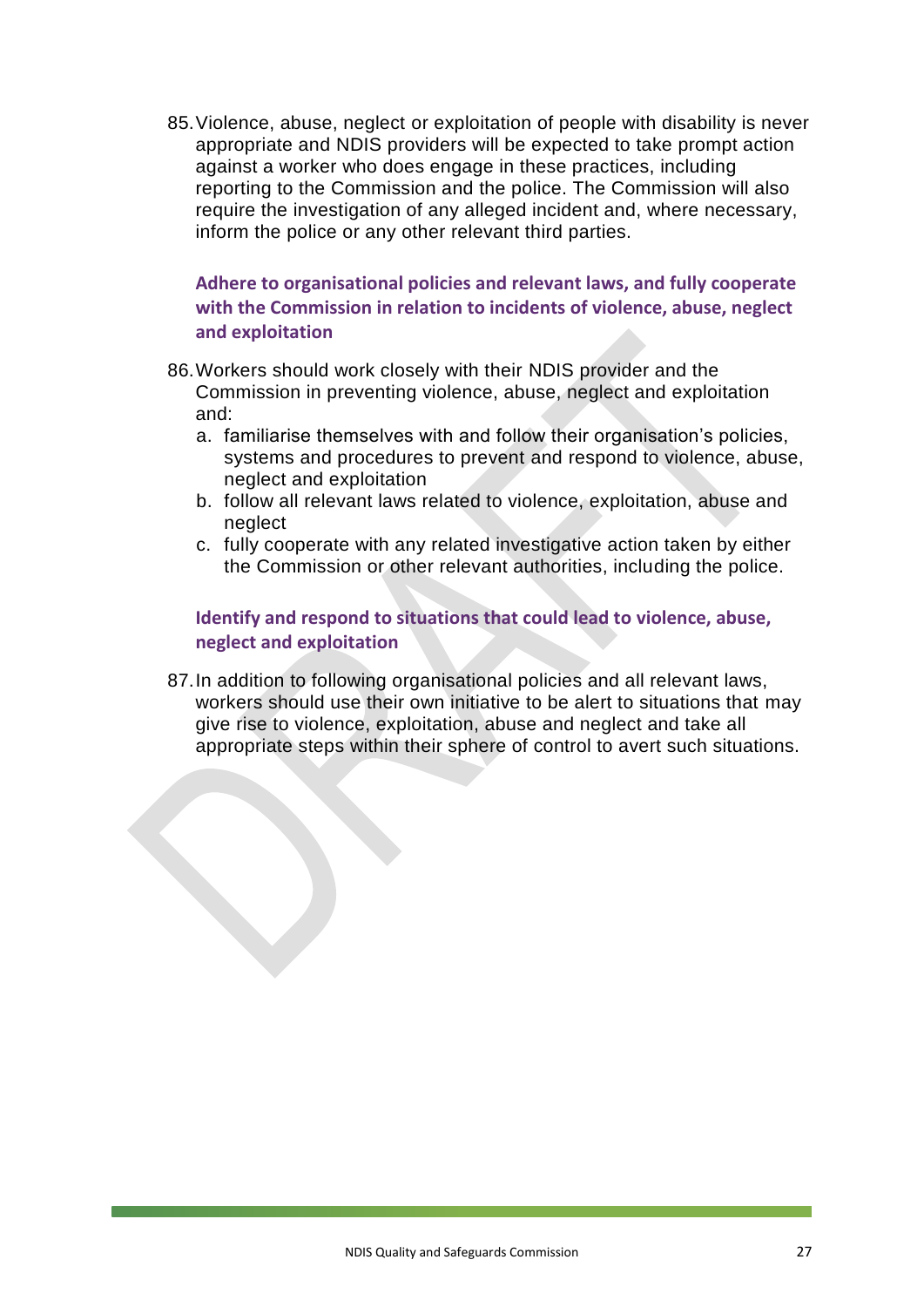85. Violence, abuse, neglect or exploitation of people with disability is never appropriate and NDIS providers will be expected to take prompt action against a worker who does engage in these practices, including reporting to the Commission and the police. The Commission will also require the investigation of any alleged incident and, where necessary, inform the police or any other relevant third parties.

### Adhere to organisational policies and relevant laws, and fully cooperate with the Commission in relation to incidents of violence, abuse, neglect and exploitation

86. Workers should work closely with their NDIS provider and the Commission in preventing violence, abuse, neglect and exploitation and:
    a. familiarise themselves with and follow their organisation's policies, systems and procedures to prevent and respond to violence, abuse, neglect and exploitation
    b. follow all relevant laws related to violence, exploitation, abuse and neglect
    c. fully cooperate with any related investigative action taken by either the Commission or other relevant authorities, including the police.

### Identify and respond to situations that could lead to violence, abuse, neglect and exploitation

87. In addition to following organisational policies and all relevant laws, workers should use their own initiative to be alert to situations that may give rise to violence, exploitation, abuse and neglect and take all appropriate steps within their sphere of control to avert such situations.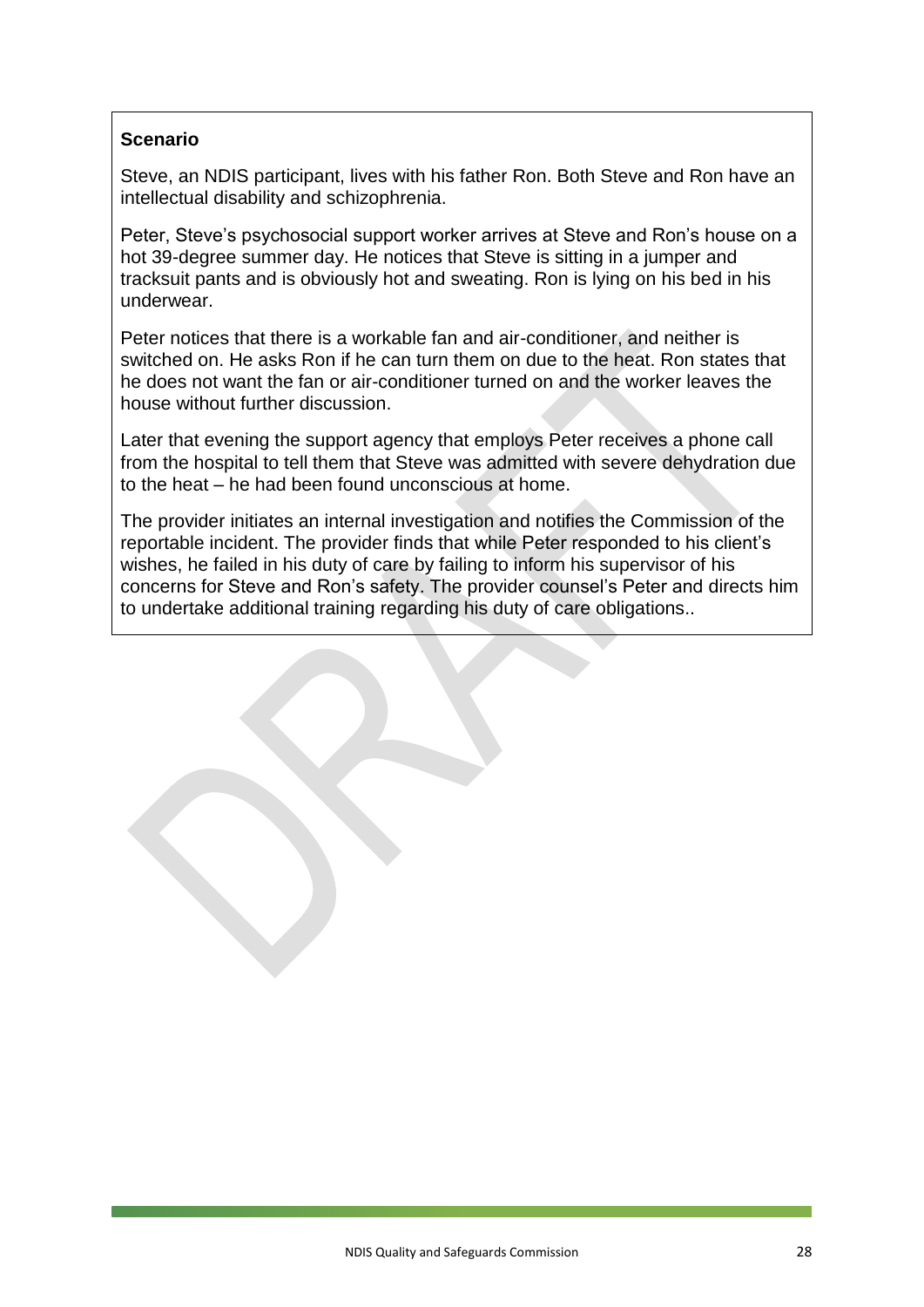**Scenario**

Steve, an NDIS participant, lives with his father Ron. Both Steve and Ron have an intellectual disability and schizophrenia.

Peter, Steve's psychosocial support worker arrives at Steve and Ron's house on a hot 39-degree summer day. He notices that Steve is sitting in a jumper and tracksuit pants and is obviously hot and sweating. Ron is lying on his bed in his underwear.

Peter notices that there is a workable fan and air-conditioner, and neither is switched on. He asks Ron if he can turn them on due to the heat. Ron states that he does not want the fan or air-conditioner turned on and the worker leaves the house without further discussion.

Later that evening the support agency that employs Peter receives a phone call from the hospital to tell them that Steve was admitted with severe dehydration due to the heat – he had been found unconscious at home.

The provider initiates an internal investigation and notifies the Commission of the reportable incident. The provider finds that while Peter responded to his client's wishes, he failed in his duty of care by failing to inform his supervisor of his concerns for Steve and Ron's safety. The provider counsel's Peter and directs him to undertake additional training regarding his duty of care obligations..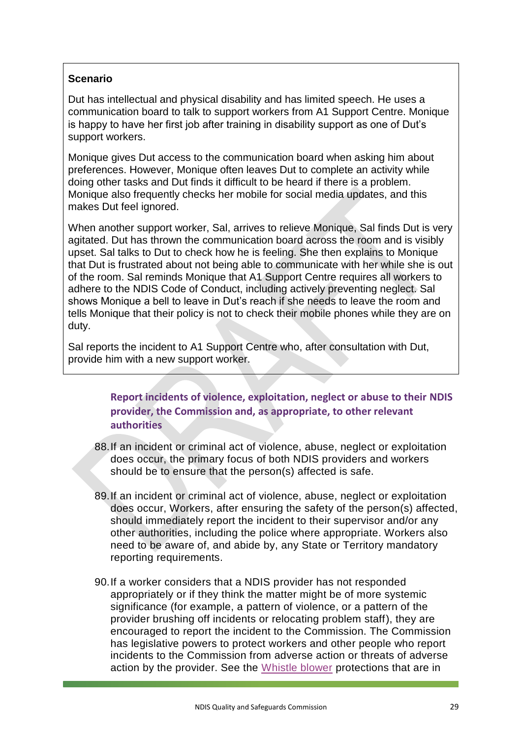**Scenario**

Dut has intellectual and physical disability and has limited speech. He uses a communication board to talk to support workers from A1 Support Centre. Monique is happy to have her first job after training in disability support as one of Dut's support workers.

Monique gives Dut access to the communication board when asking him about preferences. However, Monique often leaves Dut to complete an activity while doing other tasks and Dut finds it difficult to be heard if there is a problem. Monique also frequently checks her mobile for social media updates, and this makes Dut feel ignored.

When another support worker, Sal, arrives to relieve Monique, Sal finds Dut is very agitated. Dut has thrown the communication board across the room and is visibly upset. Sal talks to Dut to check how he is feeling. She then explains to Monique that Dut is frustrated about not being able to communicate with her while she is out of the room. Sal reminds Monique that A1 Support Centre requires all workers to adhere to the NDIS Code of Conduct, including actively preventing neglect. Sal shows Monique a bell to leave in Dut's reach if she needs to leave the room and tells Monique that their policy is not to check their mobile phones while they are on duty.

Sal reports the incident to A1 Support Centre who, after consultation with Dut, provide him with a new support worker.

### Report incidents of violence, exploitation, neglect or abuse to their NDIS provider, the Commission and, as appropriate, to other relevant authorities

88. If an incident or criminal act of violence, abuse, neglect or exploitation does occur, the primary focus of both NDIS providers and workers should be to ensure that the person(s) affected is safe.

89. If an incident or criminal act of violence, abuse, neglect or exploitation does occur, Workers, after ensuring the safety of the person(s) affected, should immediately report the incident to their supervisor and/or any other authorities, including the police where appropriate. Workers also need to be aware of, and abide by, any State or Territory mandatory reporting requirements.

90. If a worker considers that a NDIS provider has not responded appropriately or if they think the matter might be of more systemic significance (for example, a pattern of violence, or a pattern of the provider brushing off incidents or relocating problem staff), they are encouraged to report the incident to the Commission. The Commission has legislative powers to protect workers and other people who report incidents to the Commission from adverse action or threats of adverse action by the provider. See the Whistle blower protections that are in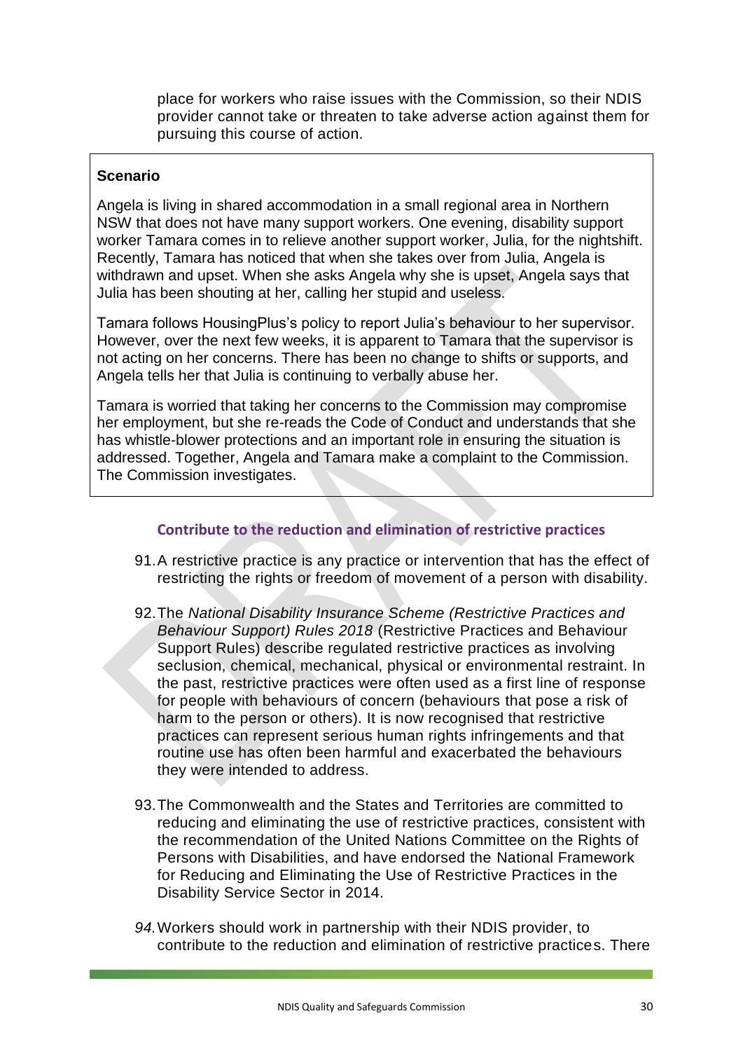place for workers who raise issues with the Commission, so their NDIS provider cannot take or threaten to take adverse action against them for pursuing this course of action.

> **Scenario**
>
> Angela is living in shared accommodation in a small regional area in Northern NSW that does not have many support workers. One evening, disability support worker Tamara comes in to relieve another support worker, Julia, for the nightshift. Recently, Tamara has noticed that when she takes over from Julia, Angela is withdrawn and upset. When she asks Angela why she is upset, Angela says that Julia has been shouting at her, calling her stupid and useless.
>
> Tamara follows HousingPlus's policy to report Julia's behaviour to her supervisor. However, over the next few weeks, it is apparent to Tamara that the supervisor is not acting on her concerns. There has been no change to shifts or supports, and Angela tells her that Julia is continuing to verbally abuse her.
>
> Tamara is worried that taking her concerns to the Commission may compromise her employment, but she re-reads the Code of Conduct and understands that she has whistle-blower protections and an important role in ensuring the situation is addressed. Together, Angela and Tamara make a complaint to the Commission. The Commission investigates.

### Contribute to the reduction and elimination of restrictive practices

91. A restrictive practice is any practice or intervention that has the effect of restricting the rights or freedom of movement of a person with disability.

92. The *National Disability Insurance Scheme (Restrictive Practices and Behaviour Support) Rules 2018* (Restrictive Practices and Behaviour Support Rules) describe regulated restrictive practices as involving seclusion, chemical, mechanical, physical or environmental restraint. In the past, restrictive practices were often used as a first line of response for people with behaviours of concern (behaviours that pose a risk of harm to the person or others). It is now recognised that restrictive practices can represent serious human rights infringements and that routine use has often been harmful and exacerbated the behaviours they were intended to address.

93. The Commonwealth and the States and Territories are committed to reducing and eliminating the use of restrictive practices, consistent with the recommendation of the United Nations Committee on the Rights of Persons with Disabilities, and have endorsed the National Framework for Reducing and Eliminating the Use of Restrictive Practices in the Disability Service Sector in 2014.

94. Workers should work in partnership with their NDIS provider, to contribute to the reduction and elimination of restrictive practices. There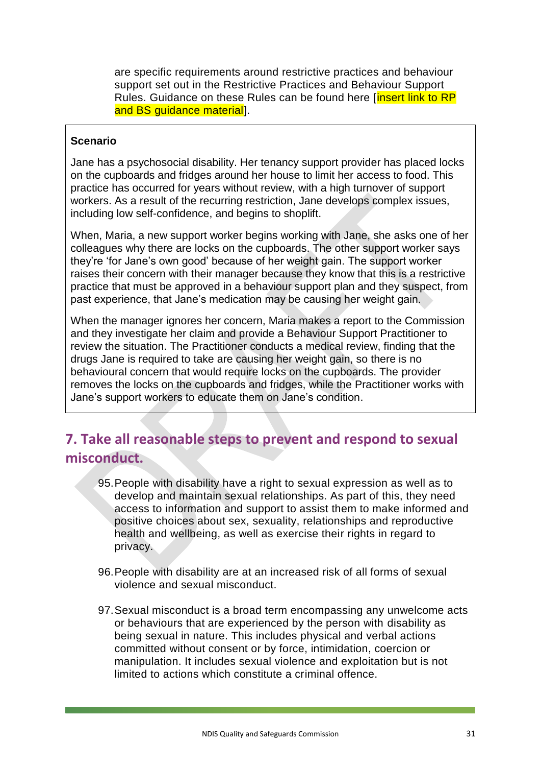are specific requirements around restrictive practices and behaviour support set out in the Restrictive Practices and Behaviour Support Rules. Guidance on these Rules can be found here [insert link to RP and BS guidance material].

> **Scenario**
>
> Jane has a psychosocial disability. Her tenancy support provider has placed locks on the cupboards and fridges around her house to limit her access to food. This practice has occurred for years without review, with a high turnover of support workers. As a result of the recurring restriction, Jane develops complex issues, including low self-confidence, and begins to shoplift.
>
> When, Maria, a new support worker begins working with Jane, she asks one of her colleagues why there are locks on the cupboards. The other support worker says they're 'for Jane's own good' because of her weight gain. The support worker raises their concern with their manager because they know that this is a restrictive practice that must be approved in a behaviour support plan and they suspect, from past experience, that Jane's medication may be causing her weight gain.
>
> When the manager ignores her concern, Maria makes a report to the Commission and they investigate her claim and provide a Behaviour Support Practitioner to review the situation. The Practitioner conducts a medical review, finding that the drugs Jane is required to take are causing her weight gain, so there is no behavioural concern that would require locks on the cupboards. The provider removes the locks on the cupboards and fridges, while the Practitioner works with Jane's support workers to educate them on Jane's condition.

## 7. Take all reasonable steps to prevent and respond to sexual misconduct.

95. People with disability have a right to sexual expression as well as to develop and maintain sexual relationships. As part of this, they need access to information and support to assist them to make informed and positive choices about sex, sexuality, relationships and reproductive health and wellbeing, as well as exercise their rights in regard to privacy.

96. People with disability are at an increased risk of all forms of sexual violence and sexual misconduct.

97. Sexual misconduct is a broad term encompassing any unwelcome acts or behaviours that are experienced by the person with disability as being sexual in nature. This includes physical and verbal actions committed without consent or by force, intimidation, coercion or manipulation. It includes sexual violence and exploitation but is not limited to actions which constitute a criminal offence.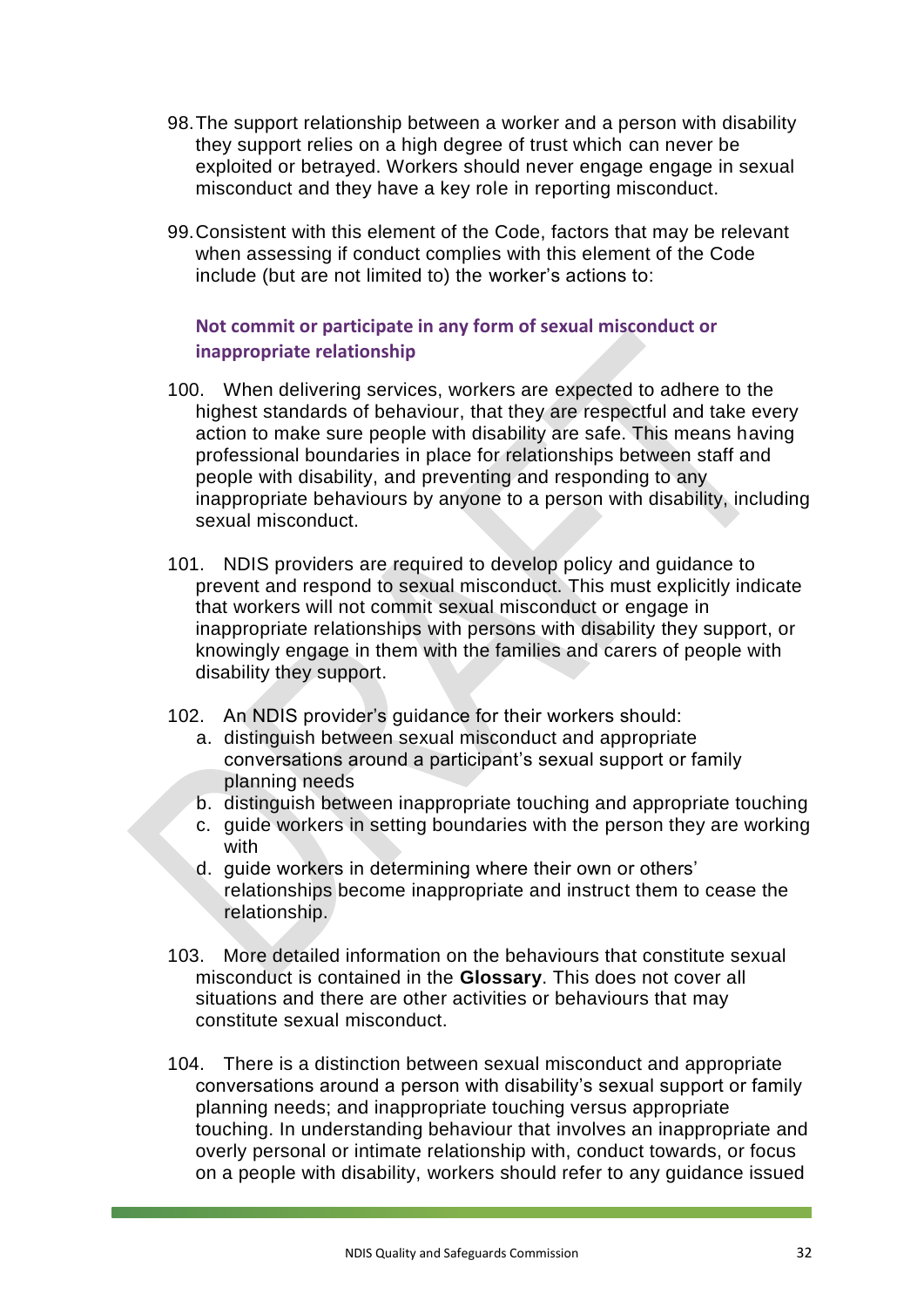98. The support relationship between a worker and a person with disability they support relies on a high degree of trust which can never be exploited or betrayed. Workers should never engage engage in sexual misconduct and they have a key role in reporting misconduct.

99. Consistent with this element of the Code, factors that may be relevant when assessing if conduct complies with this element of the Code include (but are not limited to) the worker's actions to:

### Not commit or participate in any form of sexual misconduct or inappropriate relationship

100. When delivering services, workers are expected to adhere to the highest standards of behaviour, that they are respectful and take every action to make sure people with disability are safe. This means having professional boundaries in place for relationships between staff and people with disability, and preventing and responding to any inappropriate behaviours by anyone to a person with disability, including sexual misconduct.

101. NDIS providers are required to develop policy and guidance to prevent and respond to sexual misconduct. This must explicitly indicate that workers will not commit sexual misconduct or engage in inappropriate relationships with persons with disability they support, or knowingly engage in them with the families and carers of people with disability they support.

102. An NDIS provider's guidance for their workers should:
    a. distinguish between sexual misconduct and appropriate conversations around a participant's sexual support or family planning needs
    b. distinguish between inappropriate touching and appropriate touching
    c. guide workers in setting boundaries with the person they are working with
    d. guide workers in determining where their own or others' relationships become inappropriate and instruct them to cease the relationship.

103. More detailed information on the behaviours that constitute sexual misconduct is contained in the **Glossary**. This does not cover all situations and there are other activities or behaviours that may constitute sexual misconduct.

104. There is a distinction between sexual misconduct and appropriate conversations around a person with disability's sexual support or family planning needs; and inappropriate touching versus appropriate touching. In understanding behaviour that involves an inappropriate and overly personal or intimate relationship with, conduct towards, or focus on a people with disability, workers should refer to any guidance issued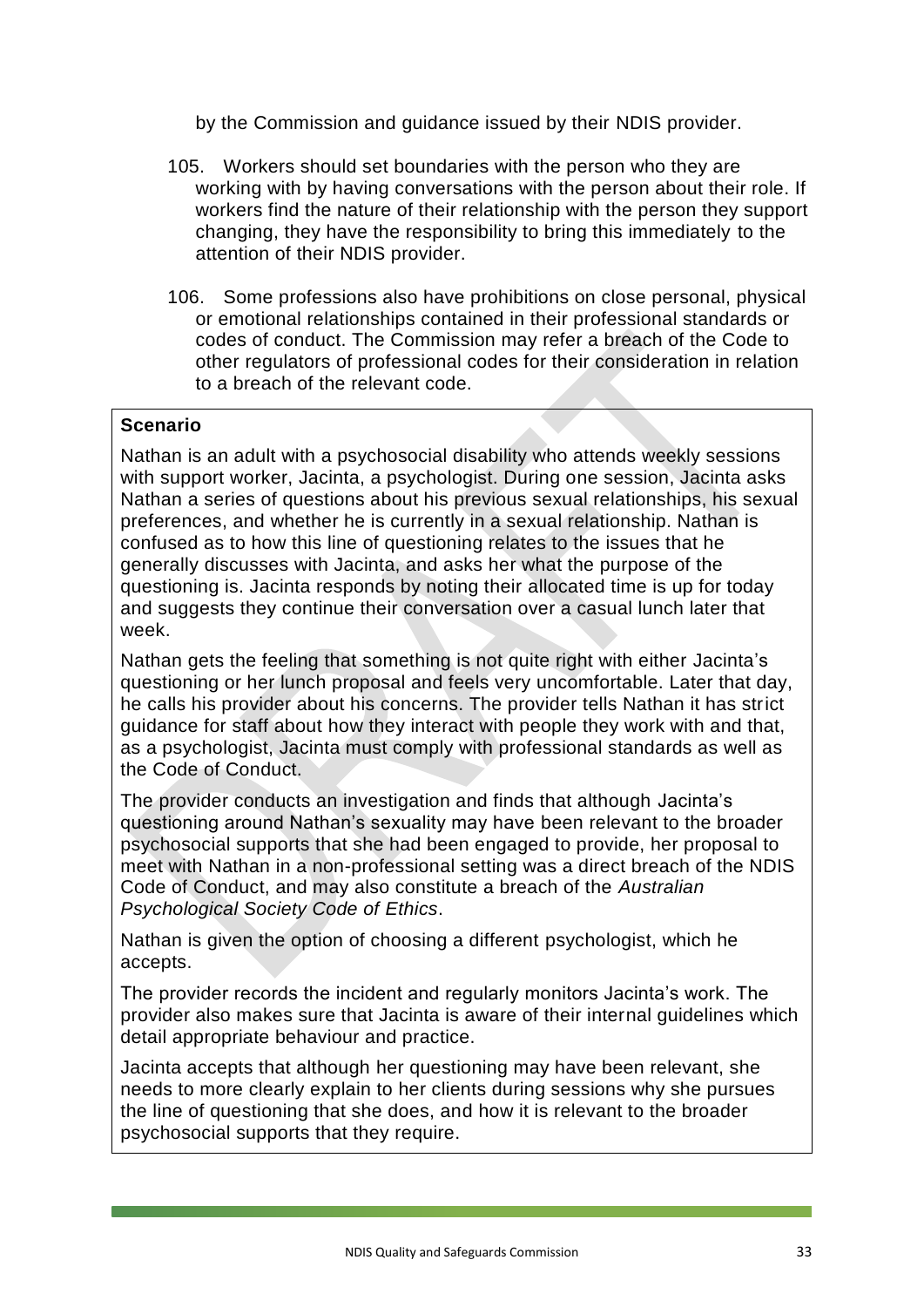by the Commission and guidance issued by their NDIS provider.

105. Workers should set boundaries with the person who they are working with by having conversations with the person about their role. If workers find the nature of their relationship with the person they support changing, they have the responsibility to bring this immediately to the attention of their NDIS provider.

106. Some professions also have prohibitions on close personal, physical or emotional relationships contained in their professional standards or codes of conduct. The Commission may refer a breach of the Code to other regulators of professional codes for their consideration in relation to a breach of the relevant code.

**Scenario**

Nathan is an adult with a psychosocial disability who attends weekly sessions with support worker, Jacinta, a psychologist. During one session, Jacinta asks Nathan a series of questions about his previous sexual relationships, his sexual preferences, and whether he is currently in a sexual relationship. Nathan is confused as to how this line of questioning relates to the issues that he generally discusses with Jacinta, and asks her what the purpose of the questioning is. Jacinta responds by noting their allocated time is up for today and suggests they continue their conversation over a casual lunch later that week.

Nathan gets the feeling that something is not quite right with either Jacinta's questioning or her lunch proposal and feels very uncomfortable. Later that day, he calls his provider about his concerns. The provider tells Nathan it has strict guidance for staff about how they interact with people they work with and that, as a psychologist, Jacinta must comply with professional standards as well as the Code of Conduct.

The provider conducts an investigation and finds that although Jacinta's questioning around Nathan's sexuality may have been relevant to the broader psychosocial supports that she had been engaged to provide, her proposal to meet with Nathan in a non-professional setting was a direct breach of the NDIS Code of Conduct, and may also constitute a breach of the *Australian Psychological Society Code of Ethics*.

Nathan is given the option of choosing a different psychologist, which he accepts.

The provider records the incident and regularly monitors Jacinta's work. The provider also makes sure that Jacinta is aware of their internal guidelines which detail appropriate behaviour and practice.

Jacinta accepts that although her questioning may have been relevant, she needs to more clearly explain to her clients during sessions why she pursues the line of questioning that she does, and how it is relevant to the broader psychosocial supports that they require.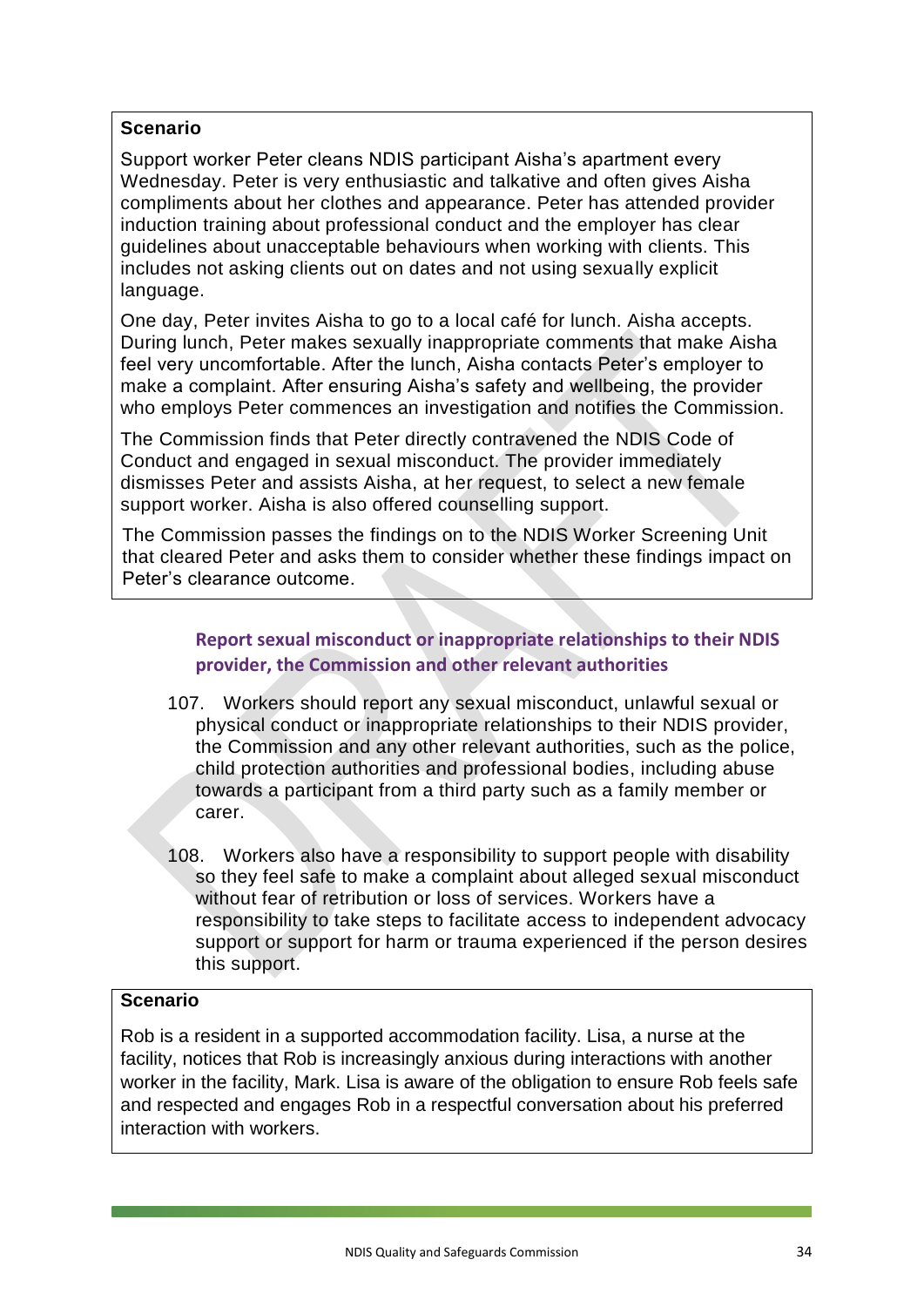**Scenario**

Support worker Peter cleans NDIS participant Aisha's apartment every Wednesday. Peter is very enthusiastic and talkative and often gives Aisha compliments about her clothes and appearance. Peter has attended provider induction training about professional conduct and the employer has clear guidelines about unacceptable behaviours when working with clients. This includes not asking clients out on dates and not using sexually explicit language.

One day, Peter invites Aisha to go to a local café for lunch. Aisha accepts. During lunch, Peter makes sexually inappropriate comments that make Aisha feel very uncomfortable. After the lunch, Aisha contacts Peter's employer to make a complaint. After ensuring Aisha's safety and wellbeing, the provider who employs Peter commences an investigation and notifies the Commission.

The Commission finds that Peter directly contravened the NDIS Code of Conduct and engaged in sexual misconduct. The provider immediately dismisses Peter and assists Aisha, at her request, to select a new female support worker. Aisha is also offered counselling support.

The Commission passes the findings on to the NDIS Worker Screening Unit that cleared Peter and asks them to consider whether these findings impact on Peter's clearance outcome.

### Report sexual misconduct or inappropriate relationships to their NDIS provider, the Commission and other relevant authorities

107. Workers should report any sexual misconduct, unlawful sexual or physical conduct or inappropriate relationships to their NDIS provider, the Commission and any other relevant authorities, such as the police, child protection authorities and professional bodies, including abuse towards a participant from a third party such as a family member or carer.

108. Workers also have a responsibility to support people with disability so they feel safe to make a complaint about alleged sexual misconduct without fear of retribution or loss of services. Workers have a responsibility to take steps to facilitate access to independent advocacy support or support for harm or trauma experienced if the person desires this support.

**Scenario**

Rob is a resident in a supported accommodation facility. Lisa, a nurse at the facility, notices that Rob is increasingly anxious during interactions with another worker in the facility, Mark. Lisa is aware of the obligation to ensure Rob feels safe and respected and engages Rob in a respectful conversation about his preferred interaction with workers.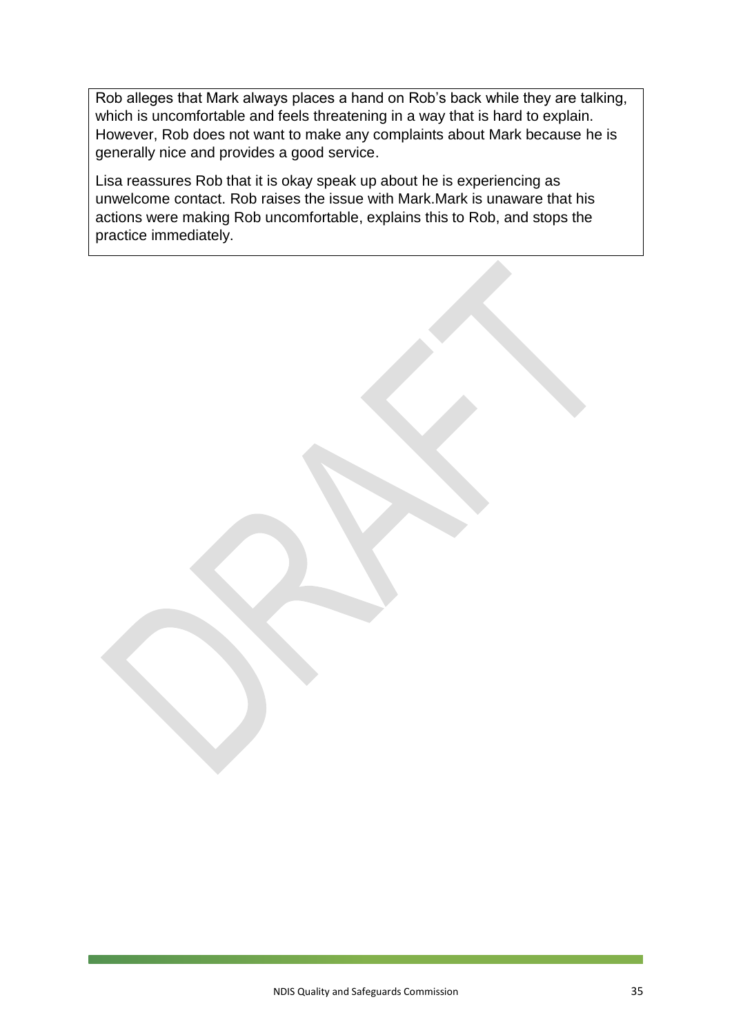Rob alleges that Mark always places a hand on Rob's back while they are talking, which is uncomfortable and feels threatening in a way that is hard to explain. However, Rob does not want to make any complaints about Mark because he is generally nice and provides a good service.

Lisa reassures Rob that it is okay speak up about he is experiencing as unwelcome contact. Rob raises the issue with Mark.Mark is unaware that his actions were making Rob uncomfortable, explains this to Rob, and stops the practice immediately.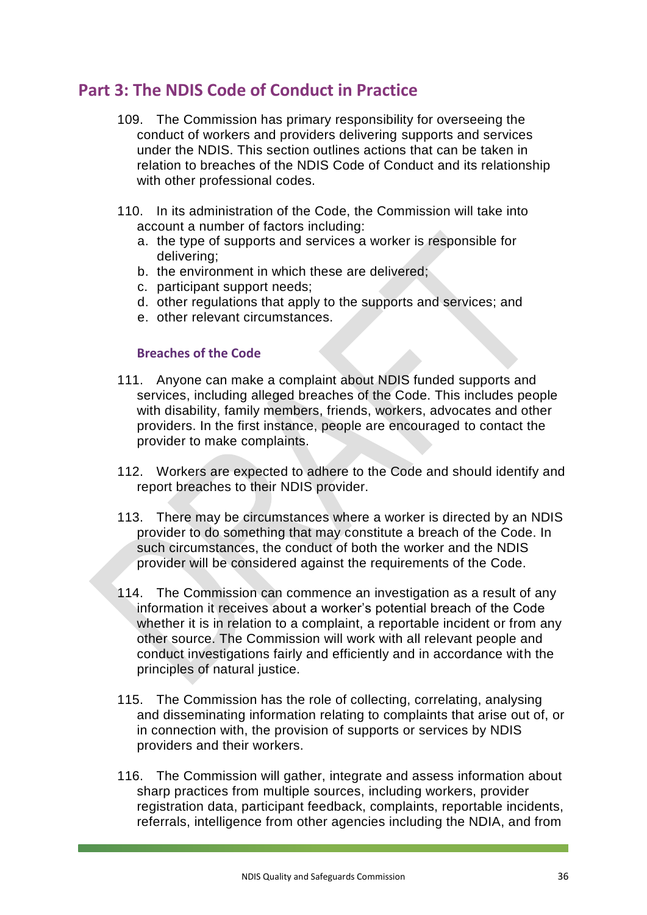## Part 3: The NDIS Code of Conduct in Practice

109. The Commission has primary responsibility for overseeing the conduct of workers and providers delivering supports and services under the NDIS. This section outlines actions that can be taken in relation to breaches of the NDIS Code of Conduct and its relationship with other professional codes.

110. In its administration of the Code, the Commission will take into account a number of factors including:
   a. the type of supports and services a worker is responsible for delivering;
   b. the environment in which these are delivered;
   c. participant support needs;
   d. other regulations that apply to the supports and services; and
   e. other relevant circumstances.

### Breaches of the Code

111. Anyone can make a complaint about NDIS funded supports and services, including alleged breaches of the Code. This includes people with disability, family members, friends, workers, advocates and other providers. In the first instance, people are encouraged to contact the provider to make complaints.

112. Workers are expected to adhere to the Code and should identify and report breaches to their NDIS provider.

113. There may be circumstances where a worker is directed by an NDIS provider to do something that may constitute a breach of the Code. In such circumstances, the conduct of both the worker and the NDIS provider will be considered against the requirements of the Code.

114. The Commission can commence an investigation as a result of any information it receives about a worker's potential breach of the Code whether it is in relation to a complaint, a reportable incident or from any other source. The Commission will work with all relevant people and conduct investigations fairly and efficiently and in accordance with the principles of natural justice.

115. The Commission has the role of collecting, correlating, analysing and disseminating information relating to complaints that arise out of, or in connection with, the provision of supports or services by NDIS providers and their workers.

116. The Commission will gather, integrate and assess information about sharp practices from multiple sources, including workers, provider registration data, participant feedback, complaints, reportable incidents, referrals, intelligence from other agencies including the NDIA, and from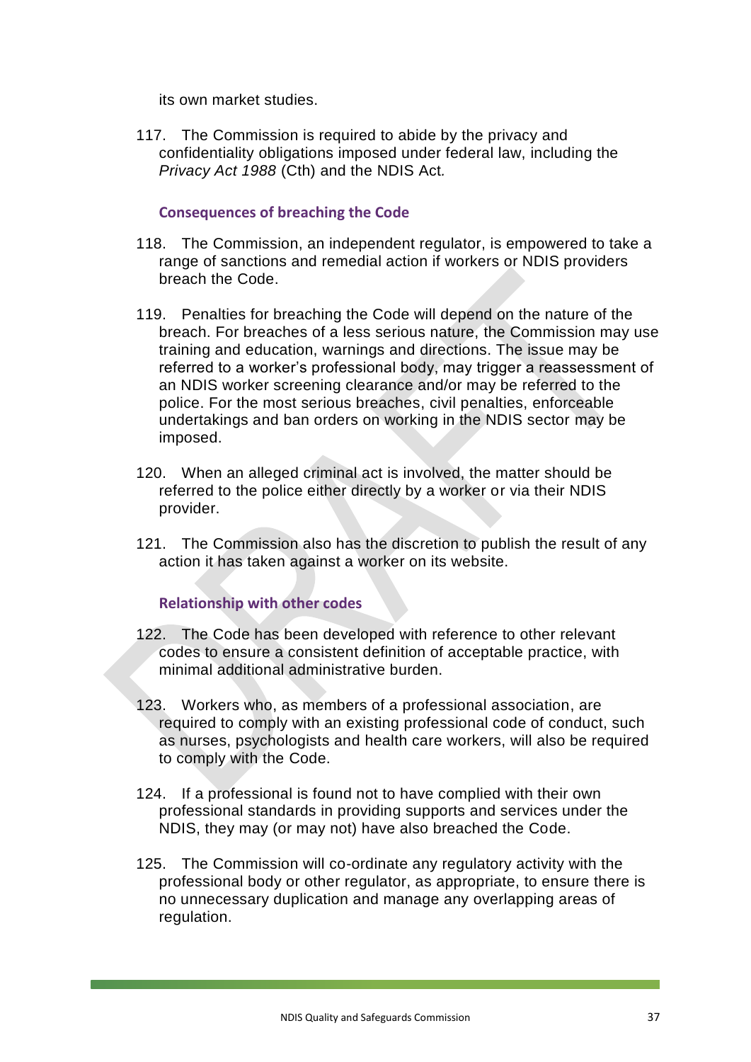its own market studies.

117. The Commission is required to abide by the privacy and confidentiality obligations imposed under federal law, including the *Privacy Act 1988* (Cth) and the NDIS Act.

### Consequences of breaching the Code

118. The Commission, an independent regulator, is empowered to take a range of sanctions and remedial action if workers or NDIS providers breach the Code.

119. Penalties for breaching the Code will depend on the nature of the breach. For breaches of a less serious nature, the Commission may use training and education, warnings and directions. The issue may be referred to a worker's professional body, may trigger a reassessment of an NDIS worker screening clearance and/or may be referred to the police. For the most serious breaches, civil penalties, enforceable undertakings and ban orders on working in the NDIS sector may be imposed.

120. When an alleged criminal act is involved, the matter should be referred to the police either directly by a worker or via their NDIS provider.

121. The Commission also has the discretion to publish the result of any action it has taken against a worker on its website.

### Relationship with other codes

122. The Code has been developed with reference to other relevant codes to ensure a consistent definition of acceptable practice, with minimal additional administrative burden.

123. Workers who, as members of a professional association, are required to comply with an existing professional code of conduct, such as nurses, psychologists and health care workers, will also be required to comply with the Code.

124. If a professional is found not to have complied with their own professional standards in providing supports and services under the NDIS, they may (or may not) have also breached the Code.

125. The Commission will co-ordinate any regulatory activity with the professional body or other regulator, as appropriate, to ensure there is no unnecessary duplication and manage any overlapping areas of regulation.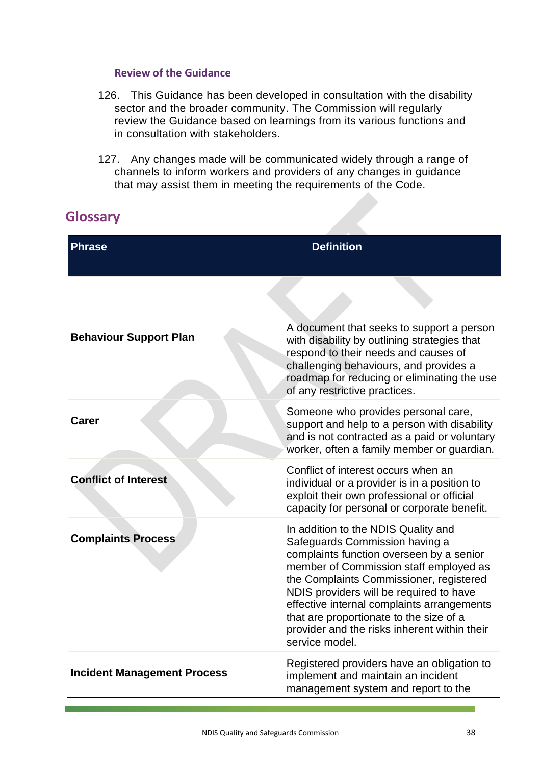### Review of the Guidance

126. This Guidance has been developed in consultation with the disability sector and the broader community. The Commission will regularly review the Guidance based on learnings from its various functions and in consultation with stakeholders.

127. Any changes made will be communicated widely through a range of channels to inform workers and providers of any changes in guidance that may assist them in meeting the requirements of the Code.

## Glossary

| Phrase | Definition |
| --- | --- |
| | |
| **Behaviour Support Plan** | A document that seeks to support a person with disability by outlining strategies that respond to their needs and causes of challenging behaviours, and provides a roadmap for reducing or eliminating the use of any restrictive practices. |
| **Carer** | Someone who provides personal care, support and help to a person with disability and is not contracted as a paid or voluntary worker, often a family member or guardian. |
| **Conflict of Interest** | Conflict of interest occurs when an individual or a provider is in a position to exploit their own professional or official capacity for personal or corporate benefit. |
| **Complaints Process** | In addition to the NDIS Quality and Safeguards Commission having a complaints function overseen by a senior member of Commission staff employed as the Complaints Commissioner, registered NDIS providers will be required to have effective internal complaints arrangements that are proportionate to the size of a provider and the risks inherent within their service model. |
| **Incident Management Process** | Registered providers have an obligation to implement and maintain an incident management system and report to the |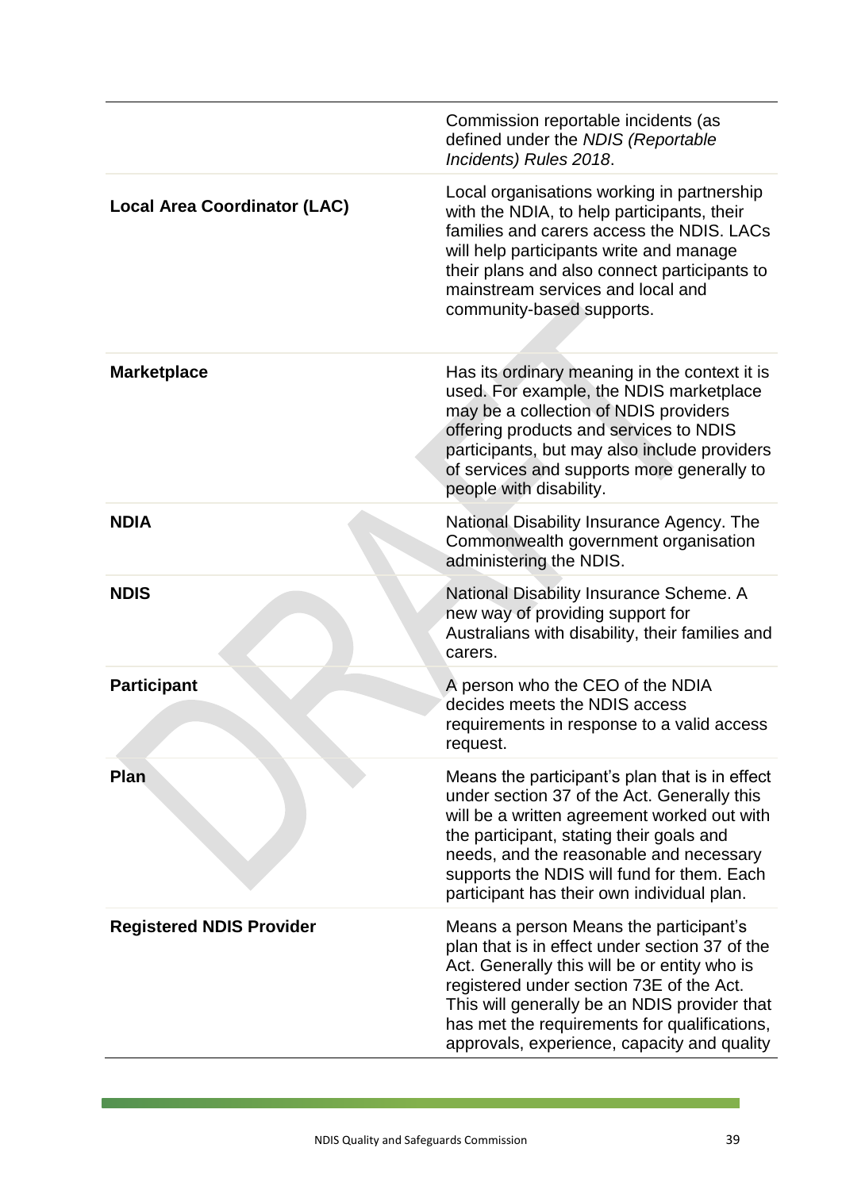| | |
|---|---|
| | Commission reportable incidents (as defined under the *NDIS (Reportable Incidents) Rules 2018*. |
| **Local Area Coordinator (LAC)** | Local organisations working in partnership with the NDIA, to help participants, their families and carers access the NDIS. LACs will help participants write and manage their plans and also connect participants to mainstream services and local and community-based supports. |
| **Marketplace** | Has its ordinary meaning in the context it is used. For example, the NDIS marketplace may be a collection of NDIS providers offering products and services to NDIS participants, but may also include providers of services and supports more generally to people with disability. |
| **NDIA** | National Disability Insurance Agency. The Commonwealth government organisation administering the NDIS. |
| **NDIS** | National Disability Insurance Scheme. A new way of providing support for Australians with disability, their families and carers. |
| **Participant** | A person who the CEO of the NDIA decides meets the NDIS access requirements in response to a valid access request. |
| **Plan** | Means the participant's plan that is in effect under section 37 of the Act. Generally this will be a written agreement worked out with the participant, stating their goals and needs, and the reasonable and necessary supports the NDIS will fund for them. Each participant has their own individual plan. |
| **Registered NDIS Provider** | Means a person Means the participant's plan that is in effect under section 37 of the Act. Generally this will be or entity who is registered under section 73E of the Act. This will generally be an NDIS provider that has met the requirements for qualifications, approvals, experience, capacity and quality |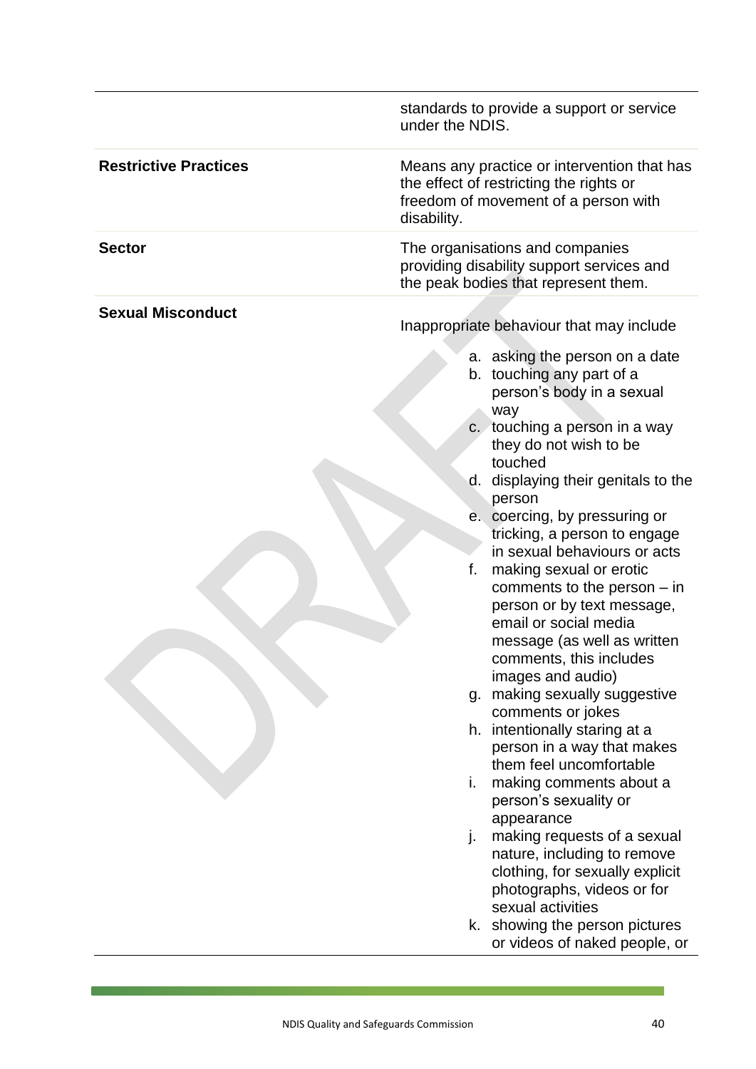| | |
|---|---|
| | standards to provide a support or service under the NDIS. |
| **Restrictive Practices** | Means any practice or intervention that has the effect of restricting the rights or freedom of movement of a person with disability. |
| **Sector** | The organisations and companies providing disability support services and the peak bodies that represent them. |
| **Sexual Misconduct** | Inappropriate behaviour that may include<br>a. asking the person on a date<br>b. touching any part of a person's body in a sexual way<br>c. touching a person in a way they do not wish to be touched<br>d. displaying their genitals to the person<br>e. coercing, by pressuring or tricking, a person to engage in sexual behaviours or acts<br>f. making sexual or erotic comments to the person – in person or by text message, email or social media message (as well as written comments, this includes images and audio)<br>g. making sexually suggestive comments or jokes<br>h. intentionally staring at a person in a way that makes them feel uncomfortable<br>i. making comments about a person's sexuality or appearance<br>j. making requests of a sexual nature, including to remove clothing, for sexually explicit photographs, videos or for sexual activities<br>k. showing the person pictures or videos of naked people, or |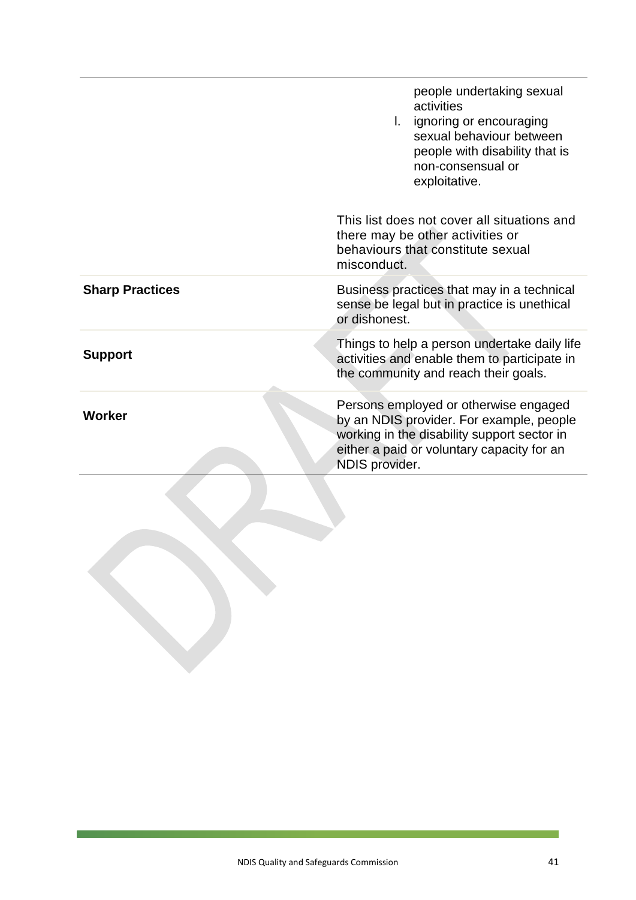| | |
|---|---|
| | people undertaking sexual activities<br>l. ignoring or encouraging sexual behaviour between people with disability that is non-consensual or exploitative.<br><br>This list does not cover all situations and there may be other activities or behaviours that constitute sexual misconduct. |
| **Sharp Practices** | Business practices that may in a technical sense be legal but in practice is unethical or dishonest. |
| **Support** | Things to help a person undertake daily life activities and enable them to participate in the community and reach their goals. |
| **Worker** | Persons employed or otherwise engaged by an NDIS provider. For example, people working in the disability support sector in either a paid or voluntary capacity for an NDIS provider. |